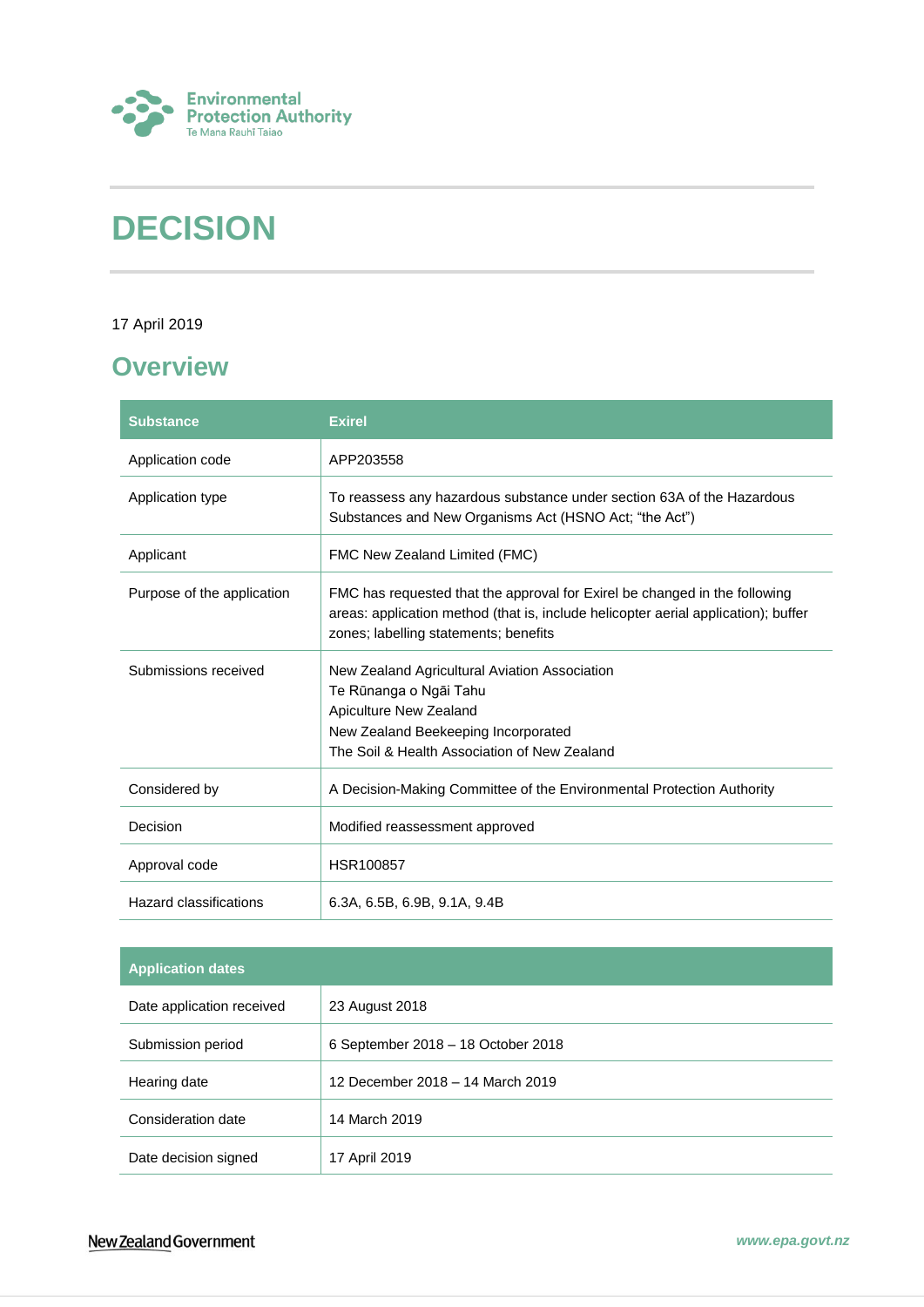Environmental Protection Authority
Te Mana Rauhī Taiao

# DECISION

17 April 2019

## Overview

| Substance | Exirel |
|---|---|
| Application code | APP203558 |
| Application type | To reassess any hazardous substance under section 63A of the Hazardous Substances and New Organisms Act (HSNO Act; "the Act") |
| Applicant | FMC New Zealand Limited (FMC) |
| Purpose of the application | FMC has requested that the approval for Exirel be changed in the following areas: application method (that is, include helicopter aerial application); buffer zones; labelling statements; benefits |
| Submissions received | New Zealand Agricultural Aviation Association<br>Te Rūnanga o Ngāi Tahu<br>Apiculture New Zealand<br>New Zealand Beekeeping Incorporated<br>The Soil & Health Association of New Zealand |
| Considered by | A Decision-Making Committee of the Environmental Protection Authority |
| Decision | Modified reassessment approved |
| Approval code | HSR100857 |
| Hazard classifications | 6.3A, 6.5B, 6.9B, 9.1A, 9.4B |

| Application dates | |
|---|---|
| Date application received | 23 August 2018 |
| Submission period | 6 September 2018 – 18 October 2018 |
| Hearing date | 12 December 2018 – 14 March 2019 |
| Consideration date | 14 March 2019 |
| Date decision signed | 17 April 2019 |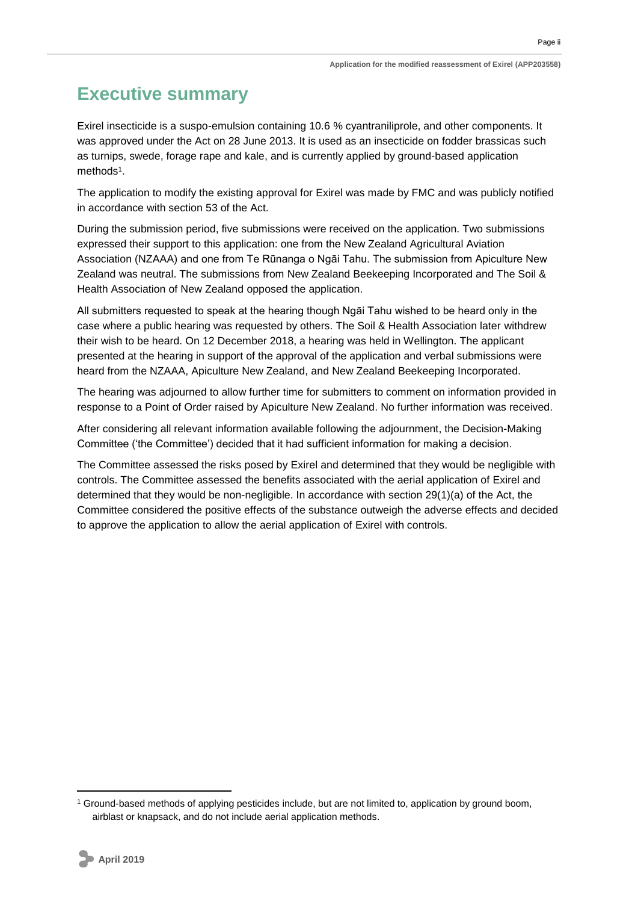# Executive summary

Exirel insecticide is a suspo-emulsion containing 10.6 % cyantraniliprole, and other components. It was approved under the Act on 28 June 2013. It is used as an insecticide on fodder brassicas such as turnips, swede, forage rape and kale, and is currently applied by ground-based application methods[1].

The application to modify the existing approval for Exirel was made by FMC and was publicly notified in accordance with section 53 of the Act.

During the submission period, five submissions were received on the application. Two submissions expressed their support to this application: one from the New Zealand Agricultural Aviation Association (NZAAA) and one from Te Rūnanga o Ngāi Tahu. The submission from Apiculture New Zealand was neutral. The submissions from New Zealand Beekeeping Incorporated and The Soil & Health Association of New Zealand opposed the application.

All submitters requested to speak at the hearing though Ngāi Tahu wished to be heard only in the case where a public hearing was requested by others. The Soil & Health Association later withdrew their wish to be heard. On 12 December 2018, a hearing was held in Wellington. The applicant presented at the hearing in support of the approval of the application and verbal submissions were heard from the NZAAA, Apiculture New Zealand, and New Zealand Beekeeping Incorporated.

The hearing was adjourned to allow further time for submitters to comment on information provided in response to a Point of Order raised by Apiculture New Zealand. No further information was received.

After considering all relevant information available following the adjournment, the Decision-Making Committee ('the Committee') decided that it had sufficient information for making a decision.

The Committee assessed the risks posed by Exirel and determined that they would be negligible with controls. The Committee assessed the benefits associated with the aerial application of Exirel and determined that they would be non-negligible. In accordance with section 29(1)(a) of the Act, the Committee considered the positive effects of the substance outweigh the adverse effects and decided to approve the application to allow the aerial application of Exirel with controls.

[1] Ground-based methods of applying pesticides include, but are not limited to, application by ground boom, airblast or knapsack, and do not include aerial application methods.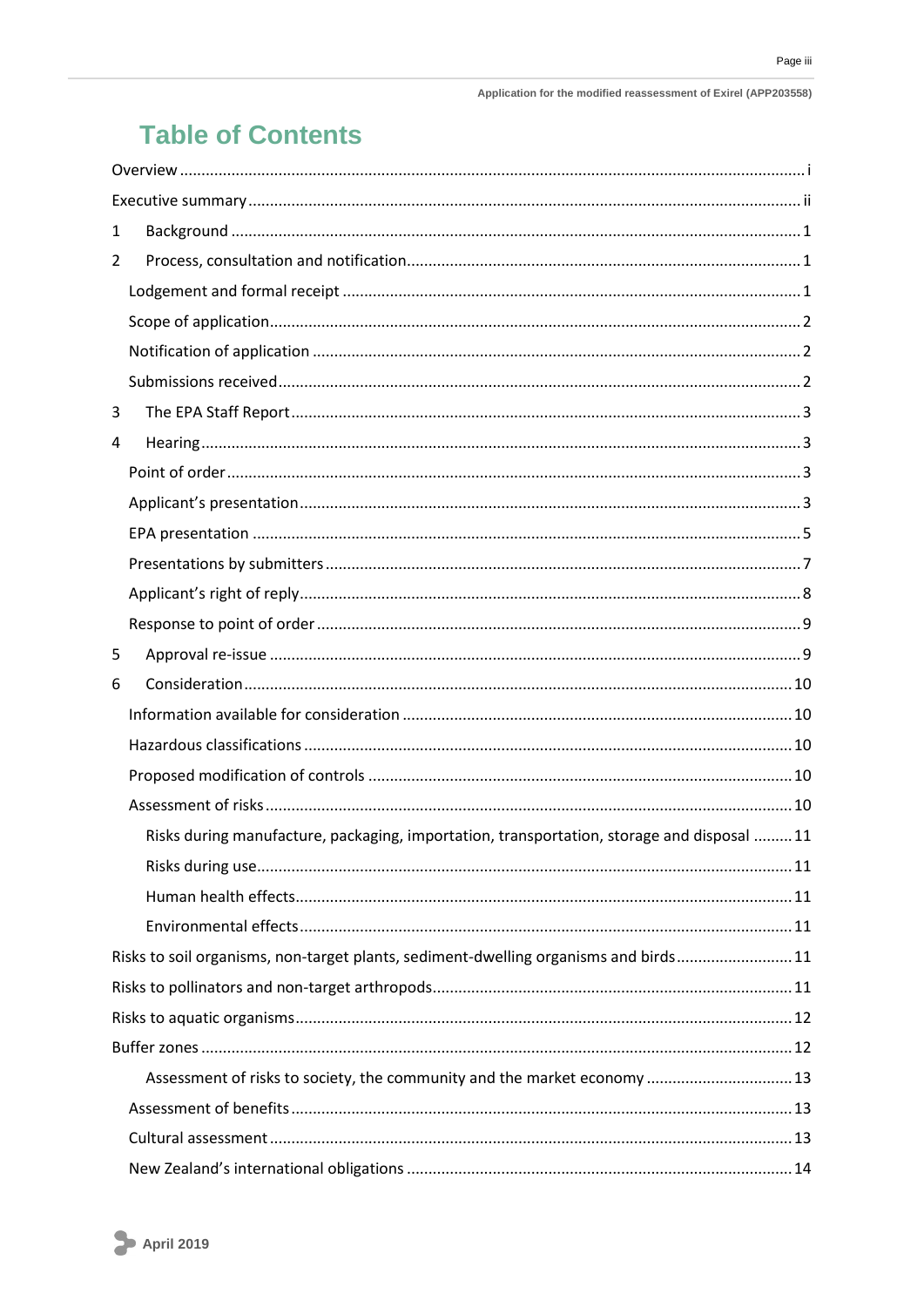# Table of Contents

Overview .... i

Executive summary .... ii

1 Background .... 1

2 Process, consultation and notification .... 1

- Lodgement and formal receipt .... 1
- Scope of application .... 2
- Notification of application .... 2
- Submissions received .... 2

3 The EPA Staff Report .... 3

4 Hearing .... 3

- Point of order .... 3
- Applicant's presentation .... 3
- EPA presentation .... 5
- Presentations by submitters .... 7
- Applicant's right of reply .... 8
- Response to point of order .... 9

5 Approval re-issue .... 9

6 Consideration .... 10

- Information available for consideration .... 10
- Hazardous classifications .... 10
- Proposed modification of controls .... 10
- Assessment of risks .... 10
  - Risks during manufacture, packaging, importation, transportation, storage and disposal .... 11
  - Risks during use .... 11
  - Human health effects .... 11
  - Environmental effects .... 11

Risks to soil organisms, non-target plants, sediment-dwelling organisms and birds .... 11

Risks to pollinators and non-target arthropods .... 11

Risks to aquatic organisms .... 12

Buffer zones .... 12

- Assessment of risks to society, the community and the market economy .... 13
- Assessment of benefits .... 13
- Cultural assessment .... 13
- New Zealand's international obligations .... 14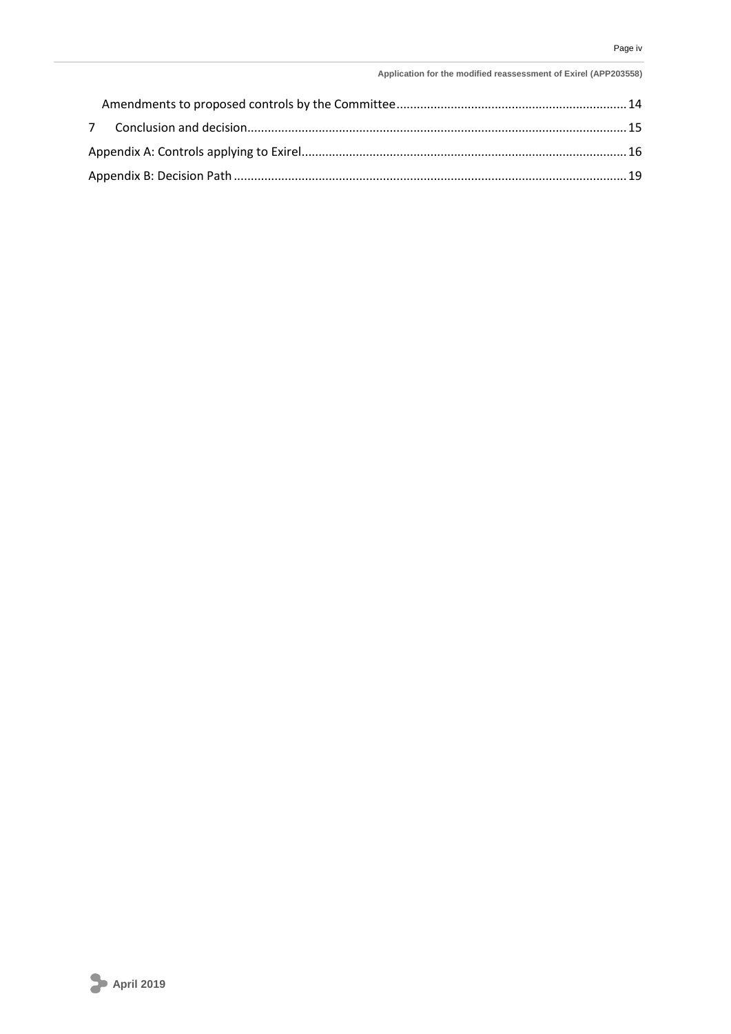Amendments to proposed controls by the Committee .................................................................... 14

7 Conclusion and decision ............................................................................................................... 15

Appendix A: Controls applying to Exirel............................................................................................... 16

Appendix B: Decision Path .................................................................................................................... 19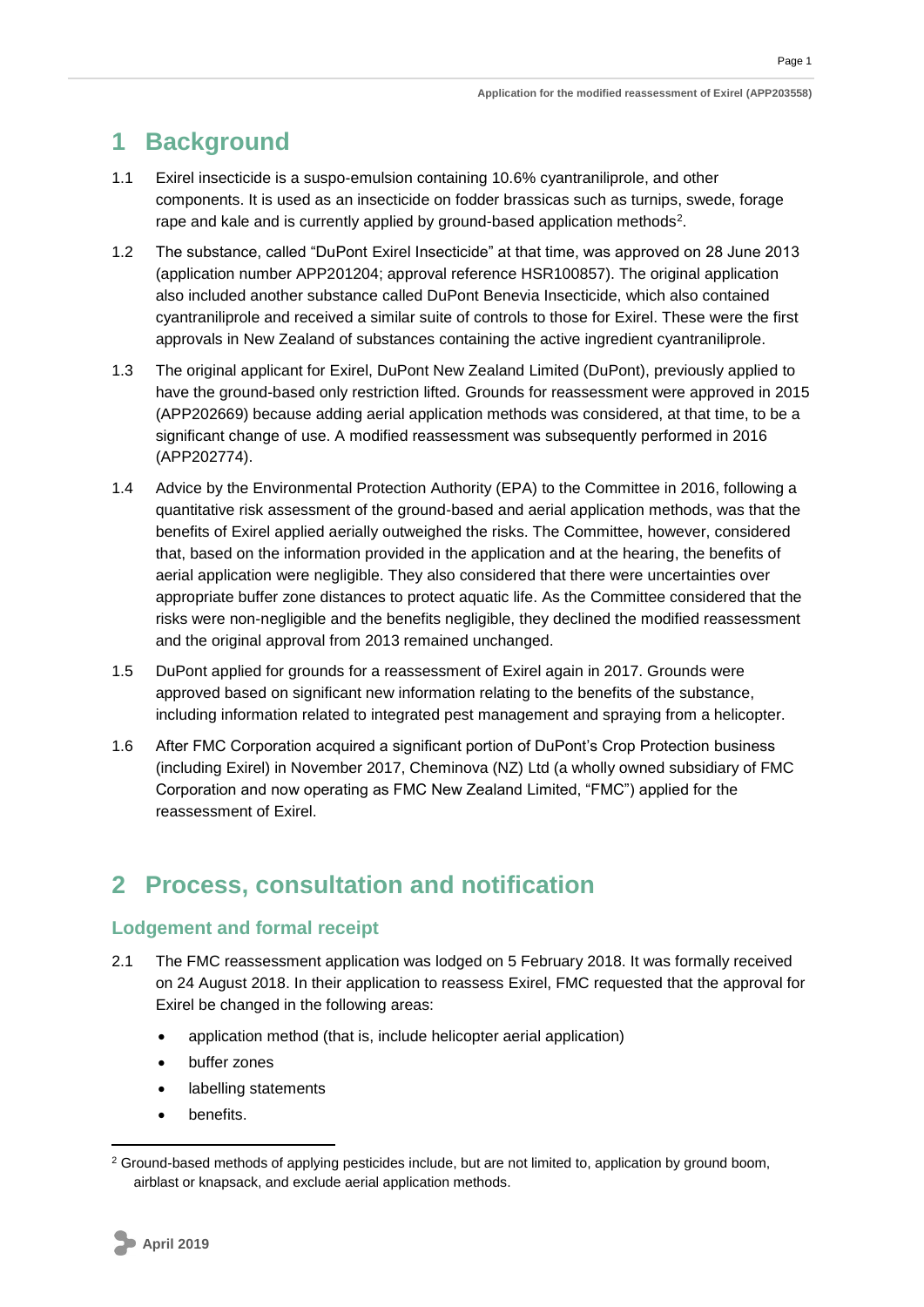# 1 Background

1.1 Exirel insecticide is a suspo-emulsion containing 10.6% cyantraniliprole, and other components. It is used as an insecticide on fodder brassicas such as turnips, swede, forage rape and kale and is currently applied by ground-based application methods[2].

1.2 The substance, called "DuPont Exirel Insecticide" at that time, was approved on 28 June 2013 (application number APP201204; approval reference HSR100857). The original application also included another substance called DuPont Benevia Insecticide, which also contained cyantraniliprole and received a similar suite of controls to those for Exirel. These were the first approvals in New Zealand of substances containing the active ingredient cyantraniliprole.

1.3 The original applicant for Exirel, DuPont New Zealand Limited (DuPont), previously applied to have the ground-based only restriction lifted. Grounds for reassessment were approved in 2015 (APP202669) because adding aerial application methods was considered, at that time, to be a significant change of use. A modified reassessment was subsequently performed in 2016 (APP202774).

1.4 Advice by the Environmental Protection Authority (EPA) to the Committee in 2016, following a quantitative risk assessment of the ground-based and aerial application methods, was that the benefits of Exirel applied aerially outweighed the risks. The Committee, however, considered that, based on the information provided in the application and at the hearing, the benefits of aerial application were negligible. They also considered that there were uncertainties over appropriate buffer zone distances to protect aquatic life. As the Committee considered that the risks were non-negligible and the benefits negligible, they declined the modified reassessment and the original approval from 2013 remained unchanged.

1.5 DuPont applied for grounds for a reassessment of Exirel again in 2017. Grounds were approved based on significant new information relating to the benefits of the substance, including information related to integrated pest management and spraying from a helicopter.

1.6 After FMC Corporation acquired a significant portion of DuPont's Crop Protection business (including Exirel) in November 2017, Cheminova (NZ) Ltd (a wholly owned subsidiary of FMC Corporation and now operating as FMC New Zealand Limited, "FMC") applied for the reassessment of Exirel.

# 2 Process, consultation and notification

## Lodgement and formal receipt

2.1 The FMC reassessment application was lodged on 5 February 2018. It was formally received on 24 August 2018. In their application to reassess Exirel, FMC requested that the approval for Exirel be changed in the following areas:

- application method (that is, include helicopter aerial application)
- buffer zones
- labelling statements
- benefits.

[2] Ground-based methods of applying pesticides include, but are not limited to, application by ground boom, airblast or knapsack, and exclude aerial application methods.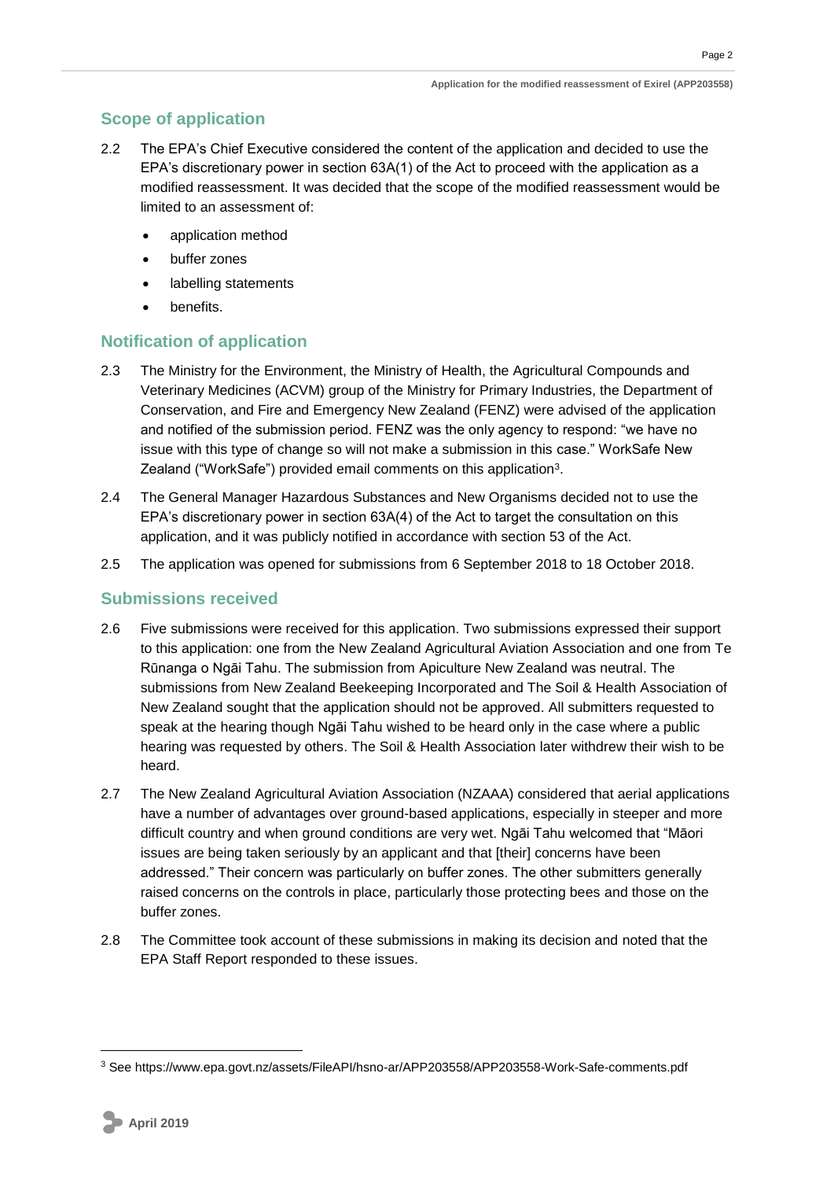## Scope of application

2.2 The EPA's Chief Executive considered the content of the application and decided to use the EPA's discretionary power in section 63A(1) of the Act to proceed with the application as a modified reassessment. It was decided that the scope of the modified reassessment would be limited to an assessment of:

- application method
- buffer zones
- labelling statements
- benefits.

## Notification of application

2.3 The Ministry for the Environment, the Ministry of Health, the Agricultural Compounds and Veterinary Medicines (ACVM) group of the Ministry for Primary Industries, the Department of Conservation, and Fire and Emergency New Zealand (FENZ) were advised of the application and notified of the submission period. FENZ was the only agency to respond: "we have no issue with this type of change so will not make a submission in this case." WorkSafe New Zealand ("WorkSafe") provided email comments on this application[3].

2.4 The General Manager Hazardous Substances and New Organisms decided not to use the EPA's discretionary power in section 63A(4) of the Act to target the consultation on this application, and it was publicly notified in accordance with section 53 of the Act.

2.5 The application was opened for submissions from 6 September 2018 to 18 October 2018.

## Submissions received

2.6 Five submissions were received for this application. Two submissions expressed their support to this application: one from the New Zealand Agricultural Aviation Association and one from Te Rūnanga o Ngāi Tahu. The submission from Apiculture New Zealand was neutral. The submissions from New Zealand Beekeeping Incorporated and The Soil & Health Association of New Zealand sought that the application should not be approved. All submitters requested to speak at the hearing though Ngāi Tahu wished to be heard only in the case where a public hearing was requested by others. The Soil & Health Association later withdrew their wish to be heard.

2.7 The New Zealand Agricultural Aviation Association (NZAAA) considered that aerial applications have a number of advantages over ground-based applications, especially in steeper and more difficult country and when ground conditions are very wet. Ngāi Tahu welcomed that "Māori issues are being taken seriously by an applicant and that [their] concerns have been addressed." Their concern was particularly on buffer zones. The other submitters generally raised concerns on the controls in place, particularly those protecting bees and those on the buffer zones.

2.8 The Committee took account of these submissions in making its decision and noted that the EPA Staff Report responded to these issues.

---

[3] See https://www.epa.govt.nz/assets/FileAPI/hsno-ar/APP203558/APP203558-Work-Safe-comments.pdf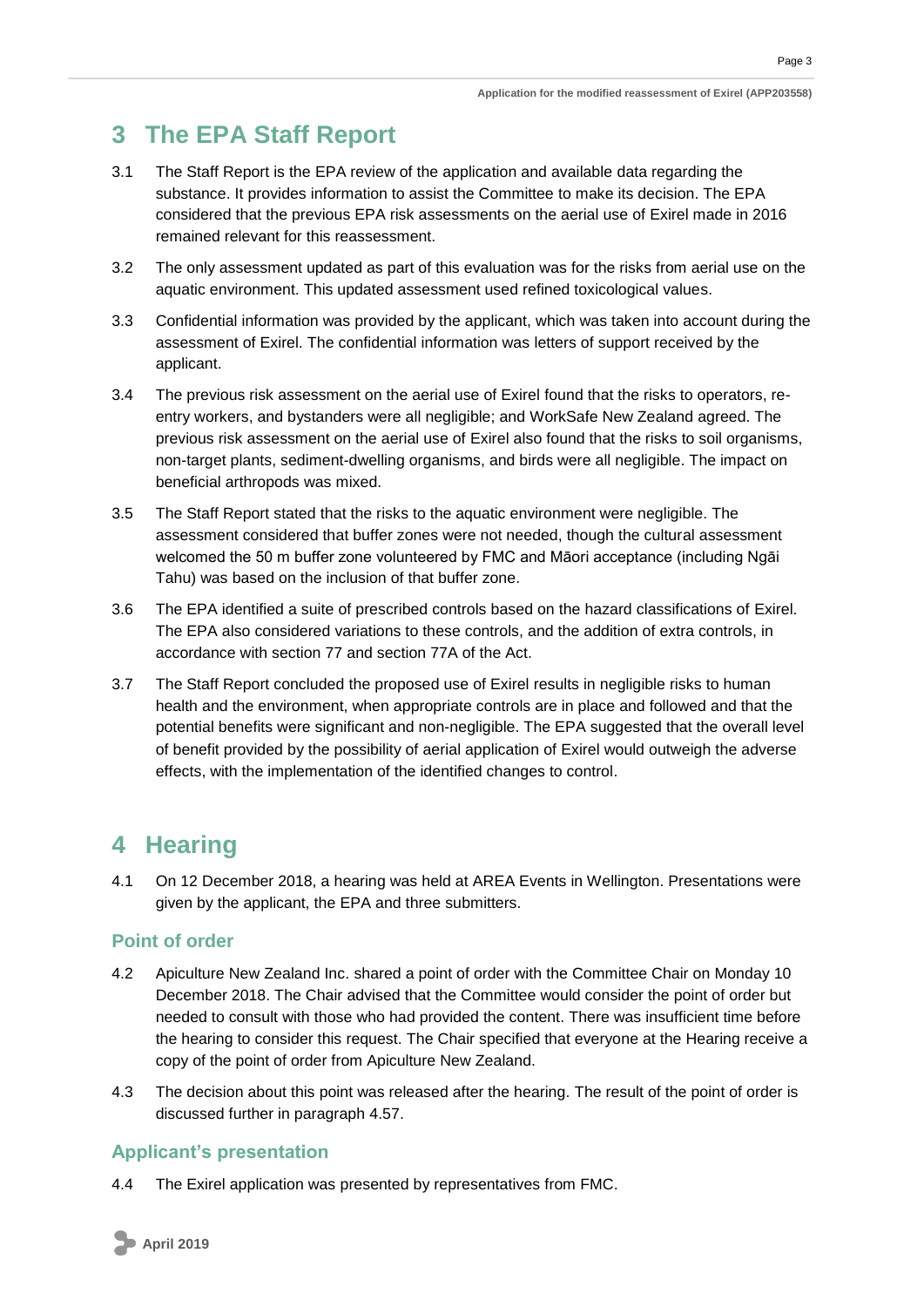# 3 The EPA Staff Report

3.1 The Staff Report is the EPA review of the application and available data regarding the substance. It provides information to assist the Committee to make its decision. The EPA considered that the previous EPA risk assessments on the aerial use of Exirel made in 2016 remained relevant for this reassessment.

3.2 The only assessment updated as part of this evaluation was for the risks from aerial use on the aquatic environment. This updated assessment used refined toxicological values.

3.3 Confidential information was provided by the applicant, which was taken into account during the assessment of Exirel. The confidential information was letters of support received by the applicant.

3.4 The previous risk assessment on the aerial use of Exirel found that the risks to operators, re-entry workers, and bystanders were all negligible; and WorkSafe New Zealand agreed. The previous risk assessment on the aerial use of Exirel also found that the risks to soil organisms, non-target plants, sediment-dwelling organisms, and birds were all negligible. The impact on beneficial arthropods was mixed.

3.5 The Staff Report stated that the risks to the aquatic environment were negligible. The assessment considered that buffer zones were not needed, though the cultural assessment welcomed the 50 m buffer zone volunteered by FMC and Māori acceptance (including Ngāi Tahu) was based on the inclusion of that buffer zone.

3.6 The EPA identified a suite of prescribed controls based on the hazard classifications of Exirel. The EPA also considered variations to these controls, and the addition of extra controls, in accordance with section 77 and section 77A of the Act.

3.7 The Staff Report concluded the proposed use of Exirel results in negligible risks to human health and the environment, when appropriate controls are in place and followed and that the potential benefits were significant and non-negligible. The EPA suggested that the overall level of benefit provided by the possibility of aerial application of Exirel would outweigh the adverse effects, with the implementation of the identified changes to control.

# 4 Hearing

4.1 On 12 December 2018, a hearing was held at AREA Events in Wellington. Presentations were given by the applicant, the EPA and three submitters.

## Point of order

4.2 Apiculture New Zealand Inc. shared a point of order with the Committee Chair on Monday 10 December 2018. The Chair advised that the Committee would consider the point of order but needed to consult with those who had provided the content. There was insufficient time before the hearing to consider this request. The Chair specified that everyone at the Hearing receive a copy of the point of order from Apiculture New Zealand.

4.3 The decision about this point was released after the hearing. The result of the point of order is discussed further in paragraph 4.57.

## Applicant's presentation

4.4 The Exirel application was presented by representatives from FMC.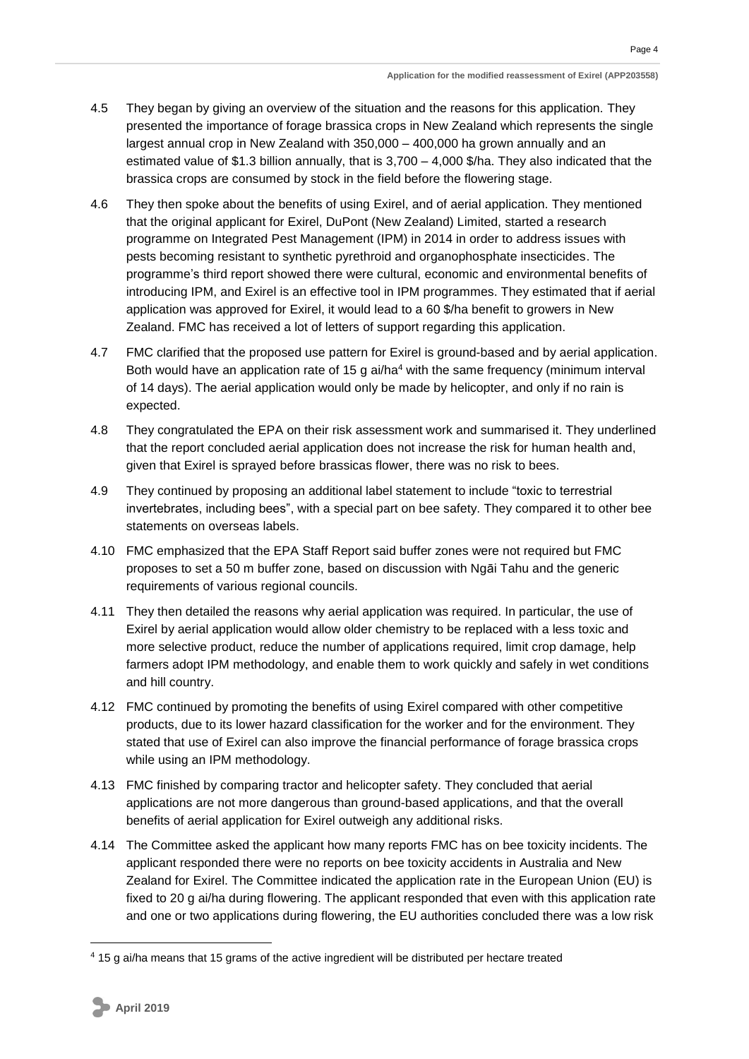4.5 They began by giving an overview of the situation and the reasons for this application. They presented the importance of forage brassica crops in New Zealand which represents the single largest annual crop in New Zealand with 350,000 – 400,000 ha grown annually and an estimated value of $1.3 billion annually, that is 3,700 – 4,000 $/ha. They also indicated that the brassica crops are consumed by stock in the field before the flowering stage.

4.6 They then spoke about the benefits of using Exirel, and of aerial application. They mentioned that the original applicant for Exirel, DuPont (New Zealand) Limited, started a research programme on Integrated Pest Management (IPM) in 2014 in order to address issues with pests becoming resistant to synthetic pyrethroid and organophosphate insecticides. The programme's third report showed there were cultural, economic and environmental benefits of introducing IPM, and Exirel is an effective tool in IPM programmes. They estimated that if aerial application was approved for Exirel, it would lead to a 60 $/ha benefit to growers in New Zealand. FMC has received a lot of letters of support regarding this application.

4.7 FMC clarified that the proposed use pattern for Exirel is ground-based and by aerial application. Both would have an application rate of 15 g ai/ha[4] with the same frequency (minimum interval of 14 days). The aerial application would only be made by helicopter, and only if no rain is expected.

4.8 They congratulated the EPA on their risk assessment work and summarised it. They underlined that the report concluded aerial application does not increase the risk for human health and, given that Exirel is sprayed before brassicas flower, there was no risk to bees.

4.9 They continued by proposing an additional label statement to include "toxic to terrestrial invertebrates, including bees", with a special part on bee safety. They compared it to other bee statements on overseas labels.

4.10 FMC emphasized that the EPA Staff Report said buffer zones were not required but FMC proposes to set a 50 m buffer zone, based on discussion with Ngāi Tahu and the generic requirements of various regional councils.

4.11 They then detailed the reasons why aerial application was required. In particular, the use of Exirel by aerial application would allow older chemistry to be replaced with a less toxic and more selective product, reduce the number of applications required, limit crop damage, help farmers adopt IPM methodology, and enable them to work quickly and safely in wet conditions and hill country.

4.12 FMC continued by promoting the benefits of using Exirel compared with other competitive products, due to its lower hazard classification for the worker and for the environment. They stated that use of Exirel can also improve the financial performance of forage brassica crops while using an IPM methodology.

4.13 FMC finished by comparing tractor and helicopter safety. They concluded that aerial applications are not more dangerous than ground-based applications, and that the overall benefits of aerial application for Exirel outweigh any additional risks.

4.14 The Committee asked the applicant how many reports FMC has on bee toxicity incidents. The applicant responded there were no reports on bee toxicity accidents in Australia and New Zealand for Exirel. The Committee indicated the application rate in the European Union (EU) is fixed to 20 g ai/ha during flowering. The applicant responded that even with this application rate and one or two applications during flowering, the EU authorities concluded there was a low risk

[4] 15 g ai/ha means that 15 grams of the active ingredient will be distributed per hectare treated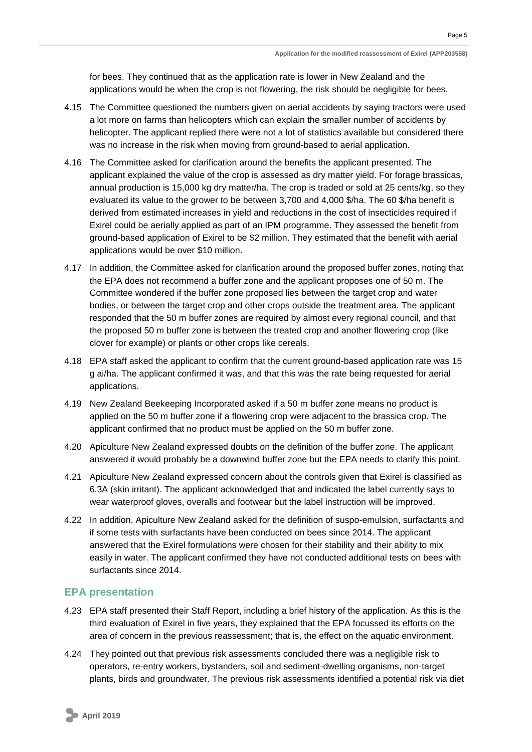for bees. They continued that as the application rate is lower in New Zealand and the applications would be when the crop is not flowering, the risk should be negligible for bees.

4.15 The Committee questioned the numbers given on aerial accidents by saying tractors were used a lot more on farms than helicopters which can explain the smaller number of accidents by helicopter. The applicant replied there were not a lot of statistics available but considered there was no increase in the risk when moving from ground-based to aerial application.

4.16 The Committee asked for clarification around the benefits the applicant presented. The applicant explained the value of the crop is assessed as dry matter yield. For forage brassicas, annual production is 15,000 kg dry matter/ha. The crop is traded or sold at 25 cents/kg, so they evaluated its value to the grower to be between 3,700 and 4,000 $/ha. The 60 $/ha benefit is derived from estimated increases in yield and reductions in the cost of insecticides required if Exirel could be aerially applied as part of an IPM programme. They assessed the benefit from ground-based application of Exirel to be $2 million. They estimated that the benefit with aerial applications would be over $10 million.

4.17 In addition, the Committee asked for clarification around the proposed buffer zones, noting that the EPA does not recommend a buffer zone and the applicant proposes one of 50 m. The Committee wondered if the buffer zone proposed lies between the target crop and water bodies, or between the target crop and other crops outside the treatment area. The applicant responded that the 50 m buffer zones are required by almost every regional council, and that the proposed 50 m buffer zone is between the treated crop and another flowering crop (like clover for example) or plants or other crops like cereals.

4.18 EPA staff asked the applicant to confirm that the current ground-based application rate was 15 g ai/ha. The applicant confirmed it was, and that this was the rate being requested for aerial applications.

4.19 New Zealand Beekeeping Incorporated asked if a 50 m buffer zone means no product is applied on the 50 m buffer zone if a flowering crop were adjacent to the brassica crop. The applicant confirmed that no product must be applied on the 50 m buffer zone.

4.20 Apiculture New Zealand expressed doubts on the definition of the buffer zone. The applicant answered it would probably be a downwind buffer zone but the EPA needs to clarify this point.

4.21 Apiculture New Zealand expressed concern about the controls given that Exirel is classified as 6.3A (skin irritant). The applicant acknowledged that and indicated the label currently says to wear waterproof gloves, overalls and footwear but the label instruction will be improved.

4.22 In addition, Apiculture New Zealand asked for the definition of suspo-emulsion, surfactants and if some tests with surfactants have been conducted on bees since 2014. The applicant answered that the Exirel formulations were chosen for their stability and their ability to mix easily in water. The applicant confirmed they have not conducted additional tests on bees with surfactants since 2014.

## EPA presentation

4.23 EPA staff presented their Staff Report, including a brief history of the application. As this is the third evaluation of Exirel in five years, they explained that the EPA focussed its efforts on the area of concern in the previous reassessment; that is, the effect on the aquatic environment.

4.24 They pointed out that previous risk assessments concluded there was a negligible risk to operators, re-entry workers, bystanders, soil and sediment-dwelling organisms, non-target plants, birds and groundwater. The previous risk assessments identified a potential risk via diet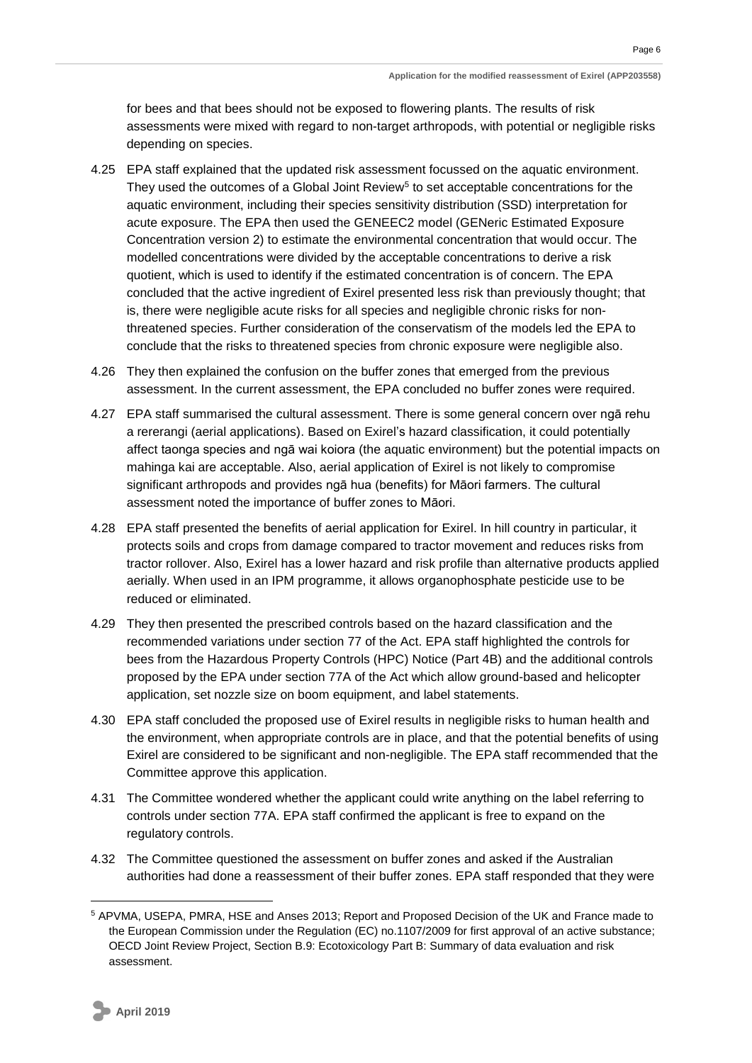for bees and that bees should not be exposed to flowering plants. The results of risk assessments were mixed with regard to non-target arthropods, with potential or negligible risks depending on species.

4.25 EPA staff explained that the updated risk assessment focussed on the aquatic environment. They used the outcomes of a Global Joint Review[5] to set acceptable concentrations for the aquatic environment, including their species sensitivity distribution (SSD) interpretation for acute exposure. The EPA then used the GENEEC2 model (GENeric Estimated Exposure Concentration version 2) to estimate the environmental concentration that would occur. The modelled concentrations were divided by the acceptable concentrations to derive a risk quotient, which is used to identify if the estimated concentration is of concern. The EPA concluded that the active ingredient of Exirel presented less risk than previously thought; that is, there were negligible acute risks for all species and negligible chronic risks for non-threatened species. Further consideration of the conservatism of the models led the EPA to conclude that the risks to threatened species from chronic exposure were negligible also.

4.26 They then explained the confusion on the buffer zones that emerged from the previous assessment. In the current assessment, the EPA concluded no buffer zones were required.

4.27 EPA staff summarised the cultural assessment. There is some general concern over ngā rehu a rererangi (aerial applications). Based on Exirel's hazard classification, it could potentially affect taonga species and ngā wai koiora (the aquatic environment) but the potential impacts on mahinga kai are acceptable. Also, aerial application of Exirel is not likely to compromise significant arthropods and provides ngā hua (benefits) for Māori farmers. The cultural assessment noted the importance of buffer zones to Māori.

4.28 EPA staff presented the benefits of aerial application for Exirel. In hill country in particular, it protects soils and crops from damage compared to tractor movement and reduces risks from tractor rollover. Also, Exirel has a lower hazard and risk profile than alternative products applied aerially. When used in an IPM programme, it allows organophosphate pesticide use to be reduced or eliminated.

4.29 They then presented the prescribed controls based on the hazard classification and the recommended variations under section 77 of the Act. EPA staff highlighted the controls for bees from the Hazardous Property Controls (HPC) Notice (Part 4B) and the additional controls proposed by the EPA under section 77A of the Act which allow ground-based and helicopter application, set nozzle size on boom equipment, and label statements.

4.30 EPA staff concluded the proposed use of Exirel results in negligible risks to human health and the environment, when appropriate controls are in place, and that the potential benefits of using Exirel are considered to be significant and non-negligible. The EPA staff recommended that the Committee approve this application.

4.31 The Committee wondered whether the applicant could write anything on the label referring to controls under section 77A. EPA staff confirmed the applicant is free to expand on the regulatory controls.

4.32 The Committee questioned the assessment on buffer zones and asked if the Australian authorities had done a reassessment of their buffer zones. EPA staff responded that they were

[5] APVMA, USEPA, PMRA, HSE and Anses 2013; Report and Proposed Decision of the UK and France made to the European Commission under the Regulation (EC) no.1107/2009 for first approval of an active substance; OECD Joint Review Project, Section B.9: Ecotoxicology Part B: Summary of data evaluation and risk assessment.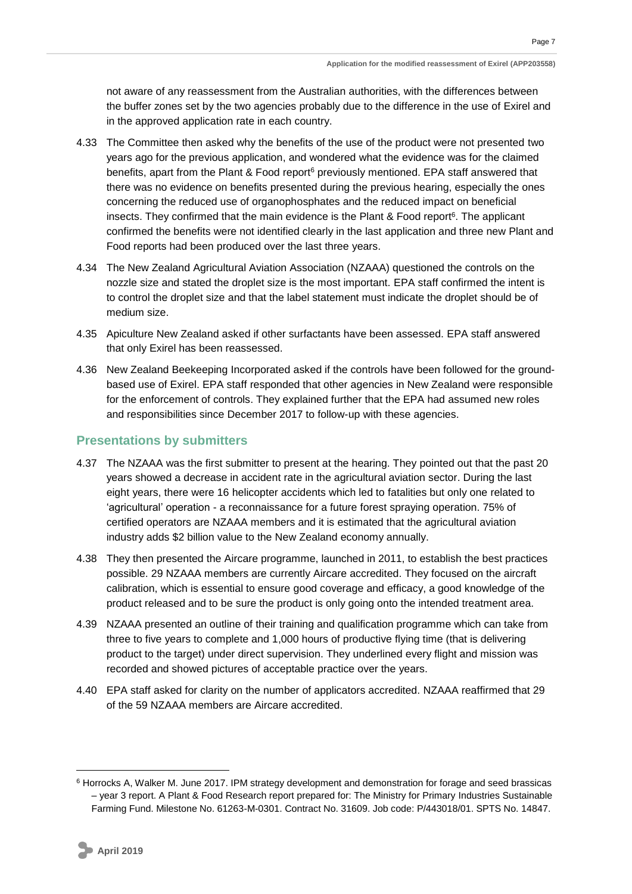not aware of any reassessment from the Australian authorities, with the differences between the buffer zones set by the two agencies probably due to the difference in the use of Exirel and in the approved application rate in each country.

4.33 The Committee then asked why the benefits of the use of the product were not presented two years ago for the previous application, and wondered what the evidence was for the claimed benefits, apart from the Plant & Food report[6] previously mentioned. EPA staff answered that there was no evidence on benefits presented during the previous hearing, especially the ones concerning the reduced use of organophosphates and the reduced impact on beneficial insects. They confirmed that the main evidence is the Plant & Food report[6]. The applicant confirmed the benefits were not identified clearly in the last application and three new Plant and Food reports had been produced over the last three years.

4.34 The New Zealand Agricultural Aviation Association (NZAAA) questioned the controls on the nozzle size and stated the droplet size is the most important. EPA staff confirmed the intent is to control the droplet size and that the label statement must indicate the droplet should be of medium size.

4.35 Apiculture New Zealand asked if other surfactants have been assessed. EPA staff answered that only Exirel has been reassessed.

4.36 New Zealand Beekeeping Incorporated asked if the controls have been followed for the ground-based use of Exirel. EPA staff responded that other agencies in New Zealand were responsible for the enforcement of controls. They explained further that the EPA had assumed new roles and responsibilities since December 2017 to follow-up with these agencies.

## Presentations by submitters

4.37 The NZAAA was the first submitter to present at the hearing. They pointed out that the past 20 years showed a decrease in accident rate in the agricultural aviation sector. During the last eight years, there were 16 helicopter accidents which led to fatalities but only one related to 'agricultural' operation - a reconnaissance for a future forest spraying operation. 75% of certified operators are NZAAA members and it is estimated that the agricultural aviation industry adds $2 billion value to the New Zealand economy annually.

4.38 They then presented the Aircare programme, launched in 2011, to establish the best practices possible. 29 NZAAA members are currently Aircare accredited. They focused on the aircraft calibration, which is essential to ensure good coverage and efficacy, a good knowledge of the product released and to be sure the product is only going onto the intended treatment area.

4.39 NZAAA presented an outline of their training and qualification programme which can take from three to five years to complete and 1,000 hours of productive flying time (that is delivering product to the target) under direct supervision. They underlined every flight and mission was recorded and showed pictures of acceptable practice over the years.

4.40 EPA staff asked for clarity on the number of applicators accredited. NZAAA reaffirmed that 29 of the 59 NZAAA members are Aircare accredited.

[6] Horrocks A, Walker M. June 2017. IPM strategy development and demonstration for forage and seed brassicas – year 3 report. A Plant & Food Research report prepared for: The Ministry for Primary Industries Sustainable Farming Fund. Milestone No. 61263-M-0301. Contract No. 31609. Job code: P/443018/01. SPTS No. 14847.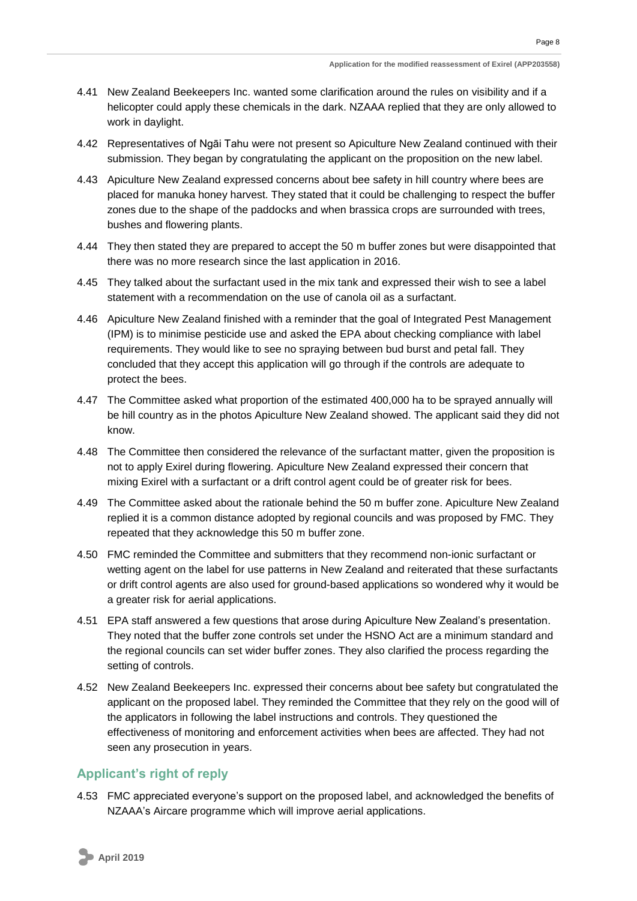4.41 New Zealand Beekeepers Inc. wanted some clarification around the rules on visibility and if a helicopter could apply these chemicals in the dark. NZAAA replied that they are only allowed to work in daylight.

4.42 Representatives of Ngāi Tahu were not present so Apiculture New Zealand continued with their submission. They began by congratulating the applicant on the proposition on the new label.

4.43 Apiculture New Zealand expressed concerns about bee safety in hill country where bees are placed for manuka honey harvest. They stated that it could be challenging to respect the buffer zones due to the shape of the paddocks and when brassica crops are surrounded with trees, bushes and flowering plants.

4.44 They then stated they are prepared to accept the 50 m buffer zones but were disappointed that there was no more research since the last application in 2016.

4.45 They talked about the surfactant used in the mix tank and expressed their wish to see a label statement with a recommendation on the use of canola oil as a surfactant.

4.46 Apiculture New Zealand finished with a reminder that the goal of Integrated Pest Management (IPM) is to minimise pesticide use and asked the EPA about checking compliance with label requirements. They would like to see no spraying between bud burst and petal fall. They concluded that they accept this application will go through if the controls are adequate to protect the bees.

4.47 The Committee asked what proportion of the estimated 400,000 ha to be sprayed annually will be hill country as in the photos Apiculture New Zealand showed. The applicant said they did not know.

4.48 The Committee then considered the relevance of the surfactant matter, given the proposition is not to apply Exirel during flowering. Apiculture New Zealand expressed their concern that mixing Exirel with a surfactant or a drift control agent could be of greater risk for bees.

4.49 The Committee asked about the rationale behind the 50 m buffer zone. Apiculture New Zealand replied it is a common distance adopted by regional councils and was proposed by FMC. They repeated that they acknowledge this 50 m buffer zone.

4.50 FMC reminded the Committee and submitters that they recommend non-ionic surfactant or wetting agent on the label for use patterns in New Zealand and reiterated that these surfactants or drift control agents are also used for ground-based applications so wondered why it would be a greater risk for aerial applications.

4.51 EPA staff answered a few questions that arose during Apiculture New Zealand's presentation. They noted that the buffer zone controls set under the HSNO Act are a minimum standard and the regional councils can set wider buffer zones. They also clarified the process regarding the setting of controls.

4.52 New Zealand Beekeepers Inc. expressed their concerns about bee safety but congratulated the applicant on the proposed label. They reminded the Committee that they rely on the good will of the applicators in following the label instructions and controls. They questioned the effectiveness of monitoring and enforcement activities when bees are affected. They had not seen any prosecution in years.

## Applicant's right of reply

4.53 FMC appreciated everyone's support on the proposed label, and acknowledged the benefits of NZAAA's Aircare programme which will improve aerial applications.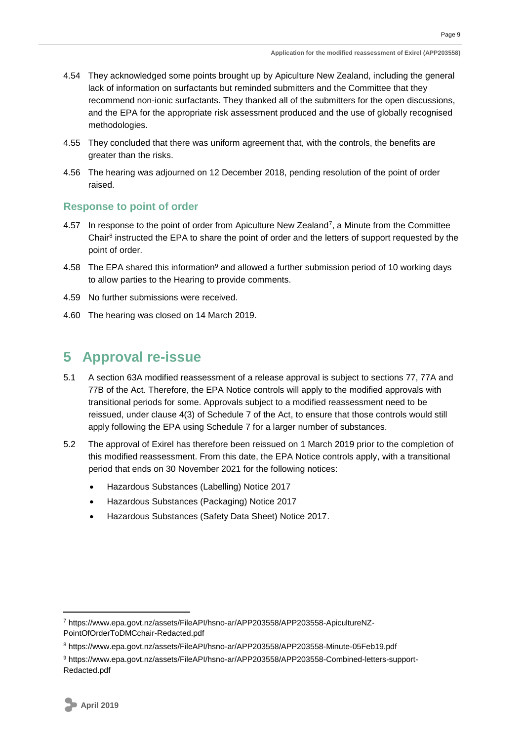4.54 They acknowledged some points brought up by Apiculture New Zealand, including the general lack of information on surfactants but reminded submitters and the Committee that they recommend non-ionic surfactants. They thanked all of the submitters for the open discussions, and the EPA for the appropriate risk assessment produced and the use of globally recognised methodologies.

4.55 They concluded that there was uniform agreement that, with the controls, the benefits are greater than the risks.

4.56 The hearing was adjourned on 12 December 2018, pending resolution of the point of order raised.

### Response to point of order

4.57 In response to the point of order from Apiculture New Zealand[7], a Minute from the Committee Chair[8] instructed the EPA to share the point of order and the letters of support requested by the point of order.

4.58 The EPA shared this information[9] and allowed a further submission period of 10 working days to allow parties to the Hearing to provide comments.

4.59 No further submissions were received.

4.60 The hearing was closed on 14 March 2019.

## 5 Approval re-issue

5.1 A section 63A modified reassessment of a release approval is subject to sections 77, 77A and 77B of the Act. Therefore, the EPA Notice controls will apply to the modified approvals with transitional periods for some. Approvals subject to a modified reassessment need to be reissued, under clause 4(3) of Schedule 7 of the Act, to ensure that those controls would still apply following the EPA using Schedule 7 for a larger number of substances.

5.2 The approval of Exirel has therefore been reissued on 1 March 2019 prior to the completion of this modified reassessment. From this date, the EPA Notice controls apply, with a transitional period that ends on 30 November 2021 for the following notices:

- Hazardous Substances (Labelling) Notice 2017
- Hazardous Substances (Packaging) Notice 2017
- Hazardous Substances (Safety Data Sheet) Notice 2017.

---

[7] https://www.epa.govt.nz/assets/FileAPI/hsno-ar/APP203558/APP203558-ApicultureNZ-PointOfOrderToDMCchair-Redacted.pdf

[8] https://www.epa.govt.nz/assets/FileAPI/hsno-ar/APP203558/APP203558-Minute-05Feb19.pdf

[9] https://www.epa.govt.nz/assets/FileAPI/hsno-ar/APP203558/APP203558-Combined-letters-support-Redacted.pdf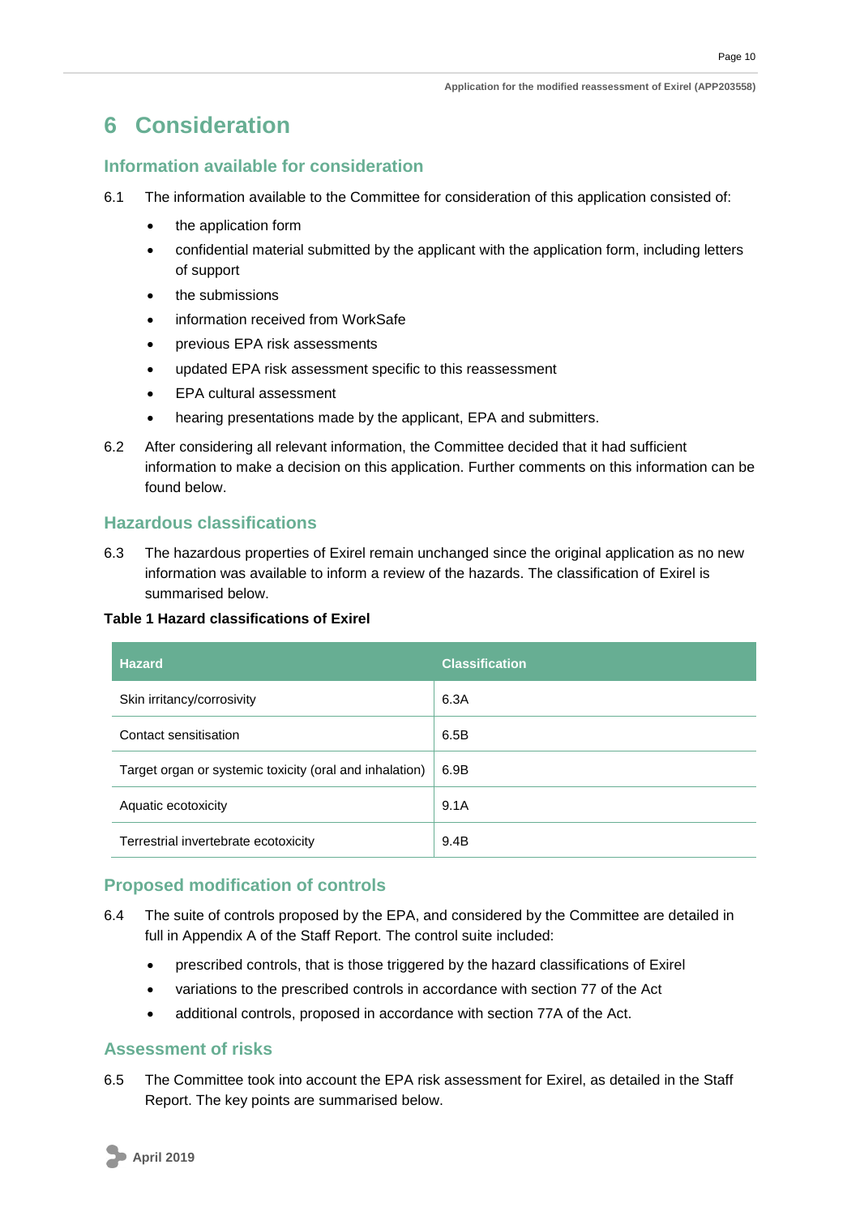# 6 Consideration

## Information available for consideration

6.1 The information available to the Committee for consideration of this application consisted of:

- the application form
- confidential material submitted by the applicant with the application form, including letters of support
- the submissions
- information received from WorkSafe
- previous EPA risk assessments
- updated EPA risk assessment specific to this reassessment
- EPA cultural assessment
- hearing presentations made by the applicant, EPA and submitters.

6.2 After considering all relevant information, the Committee decided that it had sufficient information to make a decision on this application. Further comments on this information can be found below.

## Hazardous classifications

6.3 The hazardous properties of Exirel remain unchanged since the original application as no new information was available to inform a review of the hazards. The classification of Exirel is summarised below.

**Table 1 Hazard classifications of Exirel**

| Hazard | Classification |
|---|---|
| Skin irritancy/corrosivity | 6.3A |
| Contact sensitisation | 6.5B |
| Target organ or systemic toxicity (oral and inhalation) | 6.9B |
| Aquatic ecotoxicity | 9.1A |
| Terrestrial invertebrate ecotoxicity | 9.4B |

## Proposed modification of controls

6.4 The suite of controls proposed by the EPA, and considered by the Committee are detailed in full in Appendix A of the Staff Report. The control suite included:

- prescribed controls, that is those triggered by the hazard classifications of Exirel
- variations to the prescribed controls in accordance with section 77 of the Act
- additional controls, proposed in accordance with section 77A of the Act.

## Assessment of risks

6.5 The Committee took into account the EPA risk assessment for Exirel, as detailed in the Staff Report. The key points are summarised below.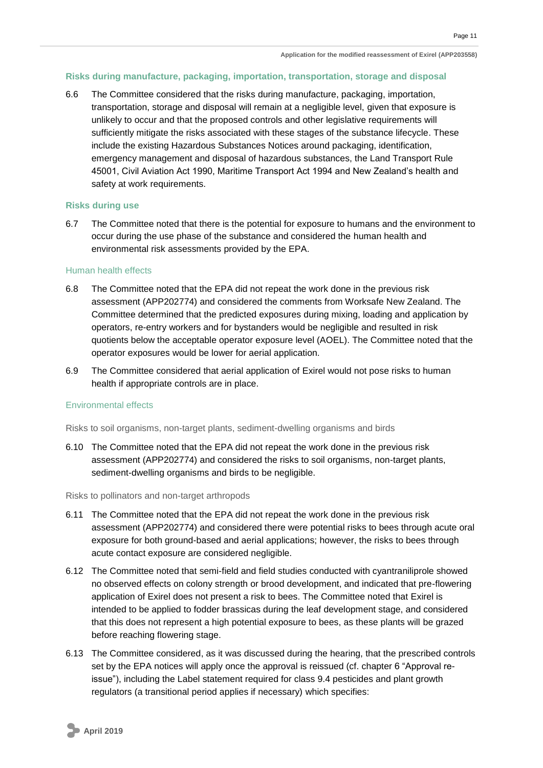### Risks during manufacture, packaging, importation, transportation, storage and disposal

6.6 The Committee considered that the risks during manufacture, packaging, importation, transportation, storage and disposal will remain at a negligible level, given that exposure is unlikely to occur and that the proposed controls and other legislative requirements will sufficiently mitigate the risks associated with these stages of the substance lifecycle. These include the existing Hazardous Substances Notices around packaging, identification, emergency management and disposal of hazardous substances, the Land Transport Rule 45001, Civil Aviation Act 1990, Maritime Transport Act 1994 and New Zealand's health and safety at work requirements.

### Risks during use

6.7 The Committee noted that there is the potential for exposure to humans and the environment to occur during the use phase of the substance and considered the human health and environmental risk assessments provided by the EPA.

#### Human health effects

6.8 The Committee noted that the EPA did not repeat the work done in the previous risk assessment (APP202774) and considered the comments from Worksafe New Zealand. The Committee determined that the predicted exposures during mixing, loading and application by operators, re-entry workers and for bystanders would be negligible and resulted in risk quotients below the acceptable operator exposure level (AOEL). The Committee noted that the operator exposures would be lower for aerial application.

6.9 The Committee considered that aerial application of Exirel would not pose risks to human health if appropriate controls are in place.

#### Environmental effects

##### Risks to soil organisms, non-target plants, sediment-dwelling organisms and birds

6.10 The Committee noted that the EPA did not repeat the work done in the previous risk assessment (APP202774) and considered the risks to soil organisms, non-target plants, sediment-dwelling organisms and birds to be negligible.

##### Risks to pollinators and non-target arthropods

6.11 The Committee noted that the EPA did not repeat the work done in the previous risk assessment (APP202774) and considered there were potential risks to bees through acute oral exposure for both ground-based and aerial applications; however, the risks to bees through acute contact exposure are considered negligible.

6.12 The Committee noted that semi-field and field studies conducted with cyantraniliprole showed no observed effects on colony strength or brood development, and indicated that pre-flowering application of Exirel does not present a risk to bees. The Committee noted that Exirel is intended to be applied to fodder brassicas during the leaf development stage, and considered that this does not represent a high potential exposure to bees, as these plants will be grazed before reaching flowering stage.

6.13 The Committee considered, as it was discussed during the hearing, that the prescribed controls set by the EPA notices will apply once the approval is reissued (cf. chapter 6 "Approval re-issue"), including the Label statement required for class 9.4 pesticides and plant growth regulators (a transitional period applies if necessary) which specifies: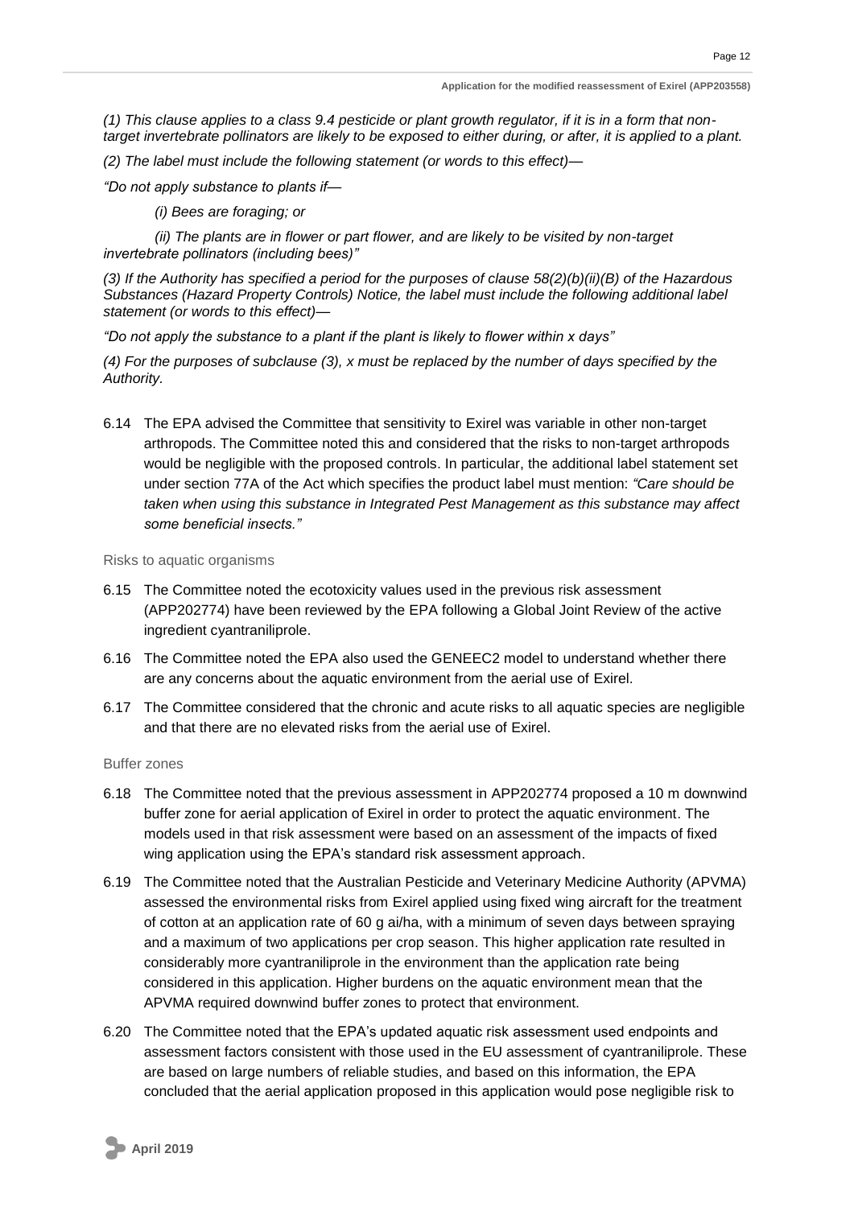*(1) This clause applies to a class 9.4 pesticide or plant growth regulator, if it is in a form that non-target invertebrate pollinators are likely to be exposed to either during, or after, it is applied to a plant.*

*(2) The label must include the following statement (or words to this effect)—*

*"Do not apply substance to plants if—*

*(i) Bees are foraging; or*

*(ii) The plants are in flower or part flower, and are likely to be visited by non-target invertebrate pollinators (including bees)"*

*(3) If the Authority has specified a period for the purposes of clause 58(2)(b)(ii)(B) of the Hazardous Substances (Hazard Property Controls) Notice, the label must include the following additional label statement (or words to this effect)—*

*"Do not apply the substance to a plant if the plant is likely to flower within x days"*

*(4) For the purposes of subclause (3), x must be replaced by the number of days specified by the Authority.*

6.14 The EPA advised the Committee that sensitivity to Exirel was variable in other non-target arthropods. The Committee noted this and considered that the risks to non-target arthropods would be negligible with the proposed controls. In particular, the additional label statement set under section 77A of the Act which specifies the product label must mention: *"Care should be taken when using this substance in Integrated Pest Management as this substance may affect some beneficial insects."*

### Risks to aquatic organisms

6.15 The Committee noted the ecotoxicity values used in the previous risk assessment (APP202774) have been reviewed by the EPA following a Global Joint Review of the active ingredient cyantraniliprole.

6.16 The Committee noted the EPA also used the GENEEC2 model to understand whether there are any concerns about the aquatic environment from the aerial use of Exirel.

6.17 The Committee considered that the chronic and acute risks to all aquatic species are negligible and that there are no elevated risks from the aerial use of Exirel.

### Buffer zones

6.18 The Committee noted that the previous assessment in APP202774 proposed a 10 m downwind buffer zone for aerial application of Exirel in order to protect the aquatic environment. The models used in that risk assessment were based on an assessment of the impacts of fixed wing application using the EPA's standard risk assessment approach.

6.19 The Committee noted that the Australian Pesticide and Veterinary Medicine Authority (APVMA) assessed the environmental risks from Exirel applied using fixed wing aircraft for the treatment of cotton at an application rate of 60 g ai/ha, with a minimum of seven days between spraying and a maximum of two applications per crop season. This higher application rate resulted in considerably more cyantraniliprole in the environment than the application rate being considered in this application. Higher burdens on the aquatic environment mean that the APVMA required downwind buffer zones to protect that environment.

6.20 The Committee noted that the EPA's updated aquatic risk assessment used endpoints and assessment factors consistent with those used in the EU assessment of cyantraniliprole. These are based on large numbers of reliable studies, and based on this information, the EPA concluded that the aerial application proposed in this application would pose negligible risk to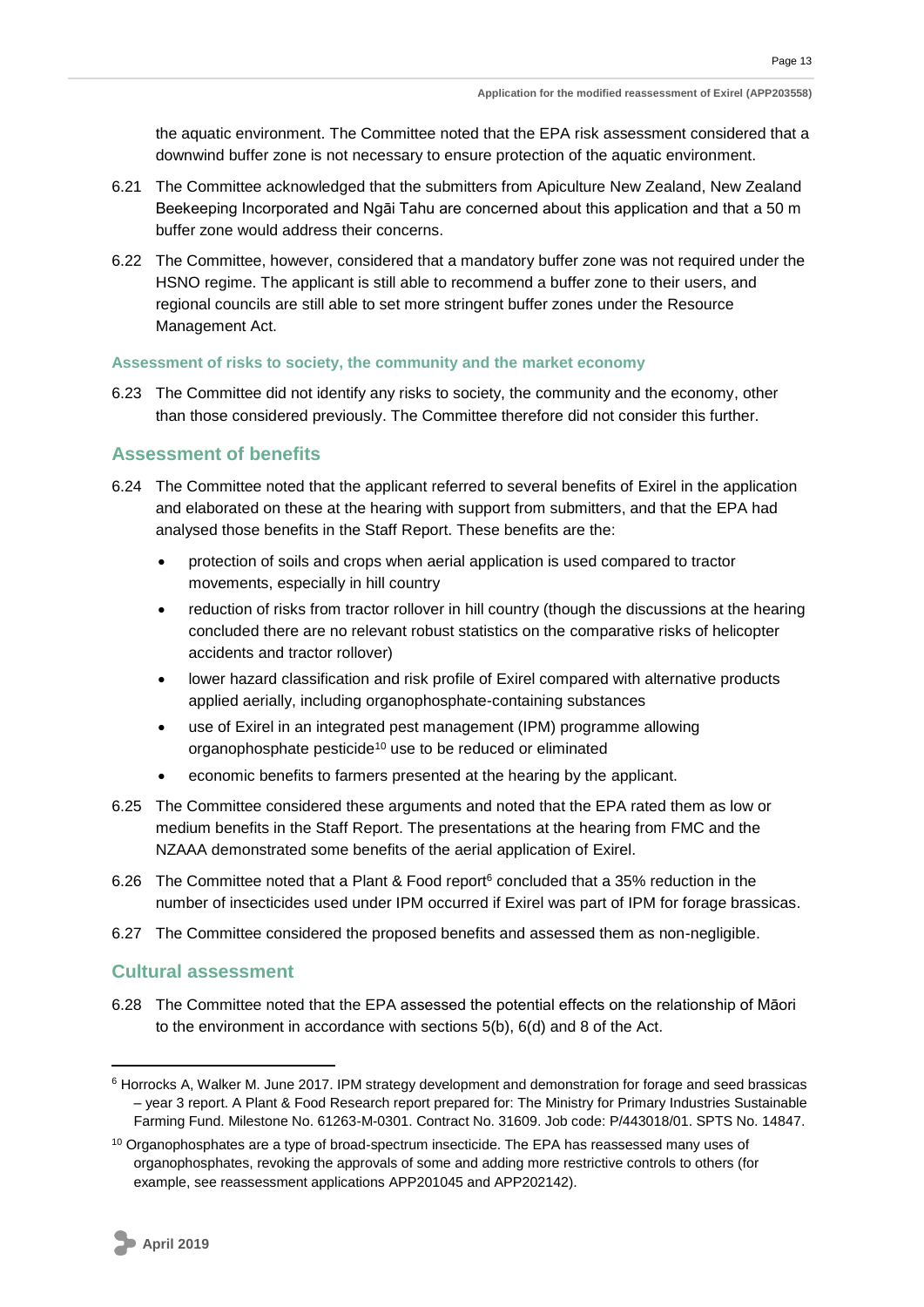the aquatic environment. The Committee noted that the EPA risk assessment considered that a downwind buffer zone is not necessary to ensure protection of the aquatic environment.

6.21 The Committee acknowledged that the submitters from Apiculture New Zealand, New Zealand Beekeeping Incorporated and Ngāi Tahu are concerned about this application and that a 50 m buffer zone would address their concerns.

6.22 The Committee, however, considered that a mandatory buffer zone was not required under the HSNO regime. The applicant is still able to recommend a buffer zone to their users, and regional councils are still able to set more stringent buffer zones under the Resource Management Act.

### Assessment of risks to society, the community and the market economy

6.23 The Committee did not identify any risks to society, the community and the economy, other than those considered previously. The Committee therefore did not consider this further.

## Assessment of benefits

6.24 The Committee noted that the applicant referred to several benefits of Exirel in the application and elaborated on these at the hearing with support from submitters, and that the EPA had analysed those benefits in the Staff Report. These benefits are the:

- protection of soils and crops when aerial application is used compared to tractor movements, especially in hill country
- reduction of risks from tractor rollover in hill country (though the discussions at the hearing concluded there are no relevant robust statistics on the comparative risks of helicopter accidents and tractor rollover)
- lower hazard classification and risk profile of Exirel compared with alternative products applied aerially, including organophosphate-containing substances
- use of Exirel in an integrated pest management (IPM) programme allowing organophosphate pesticide[10] use to be reduced or eliminated
- economic benefits to farmers presented at the hearing by the applicant.

6.25 The Committee considered these arguments and noted that the EPA rated them as low or medium benefits in the Staff Report. The presentations at the hearing from FMC and the NZAAA demonstrated some benefits of the aerial application of Exirel.

6.26 The Committee noted that a Plant & Food report[6] concluded that a 35% reduction in the number of insecticides used under IPM occurred if Exirel was part of IPM for forage brassicas.

6.27 The Committee considered the proposed benefits and assessed them as non-negligible.

## Cultural assessment

6.28 The Committee noted that the EPA assessed the potential effects on the relationship of Māori to the environment in accordance with sections 5(b), 6(d) and 8 of the Act.

---

[6] Horrocks A, Walker M. June 2017. IPM strategy development and demonstration for forage and seed brassicas – year 3 report. A Plant & Food Research report prepared for: The Ministry for Primary Industries Sustainable Farming Fund. Milestone No. 61263-M-0301. Contract No. 31609. Job code: P/443018/01. SPTS No. 14847.

[10] Organophosphates are a type of broad-spectrum insecticide. The EPA has reassessed many uses of organophosphates, revoking the approvals of some and adding more restrictive controls to others (for example, see reassessment applications APP201045 and APP202142).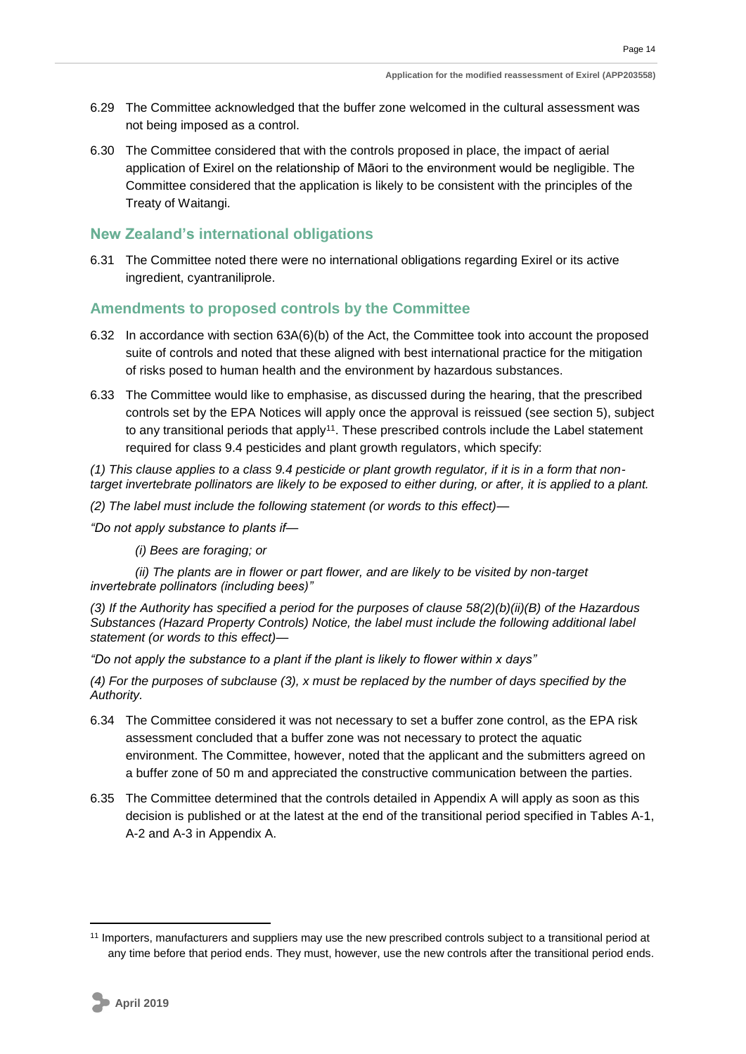6.29 The Committee acknowledged that the buffer zone welcomed in the cultural assessment was not being imposed as a control.

6.30 The Committee considered that with the controls proposed in place, the impact of aerial application of Exirel on the relationship of Māori to the environment would be negligible. The Committee considered that the application is likely to be consistent with the principles of the Treaty of Waitangi.

## New Zealand's international obligations

6.31 The Committee noted there were no international obligations regarding Exirel or its active ingredient, cyantraniliprole.

## Amendments to proposed controls by the Committee

6.32 In accordance with section 63A(6)(b) of the Act, the Committee took into account the proposed suite of controls and noted that these aligned with best international practice for the mitigation of risks posed to human health and the environment by hazardous substances.

6.33 The Committee would like to emphasise, as discussed during the hearing, that the prescribed controls set by the EPA Notices will apply once the approval is reissued (see section 5), subject to any transitional periods that apply[11]. These prescribed controls include the Label statement required for class 9.4 pesticides and plant growth regulators, which specify:

*(1) This clause applies to a class 9.4 pesticide or plant growth regulator, if it is in a form that non-target invertebrate pollinators are likely to be exposed to either during, or after, it is applied to a plant.*

*(2) The label must include the following statement (or words to this effect)—*

*"Do not apply substance to plants if—*

*(i) Bees are foraging; or*

*(ii) The plants are in flower or part flower, and are likely to be visited by non-target invertebrate pollinators (including bees)"*

*(3) If the Authority has specified a period for the purposes of clause 58(2)(b)(ii)(B) of the Hazardous Substances (Hazard Property Controls) Notice, the label must include the following additional label statement (or words to this effect)—*

*"Do not apply the substance to a plant if the plant is likely to flower within x days"*

*(4) For the purposes of subclause (3), x must be replaced by the number of days specified by the Authority.*

6.34 The Committee considered it was not necessary to set a buffer zone control, as the EPA risk assessment concluded that a buffer zone was not necessary to protect the aquatic environment. The Committee, however, noted that the applicant and the submitters agreed on a buffer zone of 50 m and appreciated the constructive communication between the parties.

6.35 The Committee determined that the controls detailed in Appendix A will apply as soon as this decision is published or at the latest at the end of the transitional period specified in Tables A-1, A-2 and A-3 in Appendix A.

[11] Importers, manufacturers and suppliers may use the new prescribed controls subject to a transitional period at any time before that period ends. They must, however, use the new controls after the transitional period ends.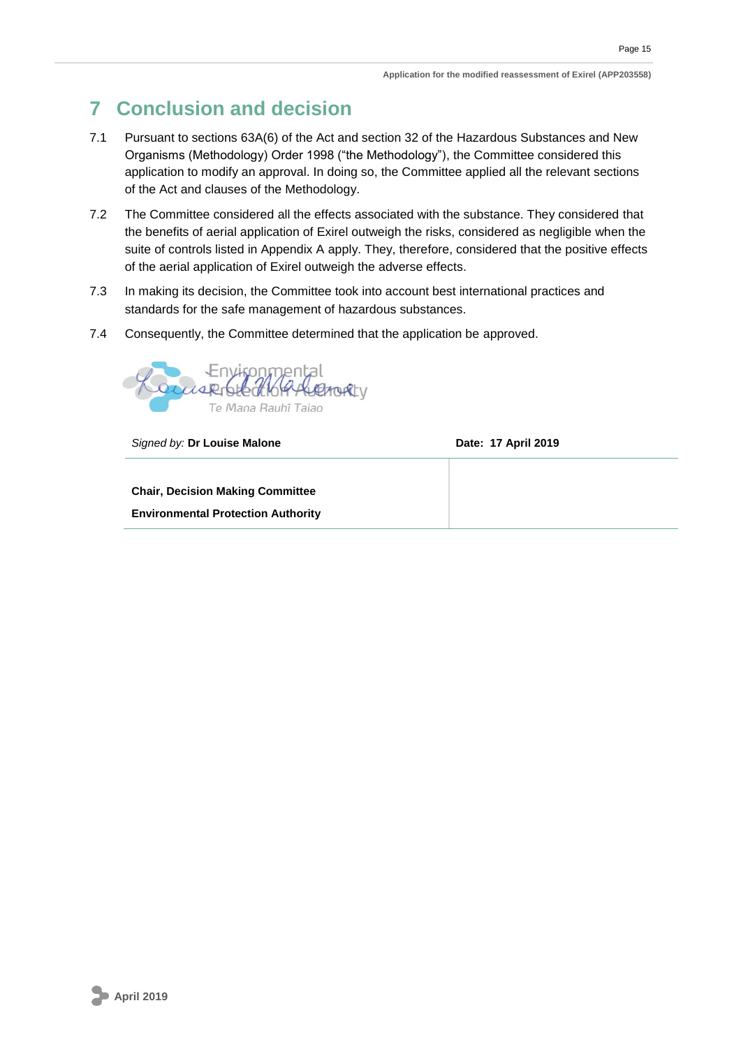# 7 Conclusion and decision

7.1 Pursuant to sections 63A(6) of the Act and section 32 of the Hazardous Substances and New Organisms (Methodology) Order 1998 ("the Methodology"), the Committee considered this application to modify an approval. In doing so, the Committee applied all the relevant sections of the Act and clauses of the Methodology.

7.2 The Committee considered all the effects associated with the substance. They considered that the benefits of aerial application of Exirel outweigh the risks, considered as negligible when the suite of controls listed in Appendix A apply. They, therefore, considered that the positive effects of the aerial application of Exirel outweigh the adverse effects.

7.3 In making its decision, the Committee took into account best international practices and standards for the safe management of hazardous substances.

7.4 Consequently, the Committee determined that the application be approved.

| *Signed by:* **Dr Louise Malone** | **Date: 17 April 2019** |
| --- | --- |
| **Chair, Decision Making Committee**<br>**Environmental Protection Authority** | |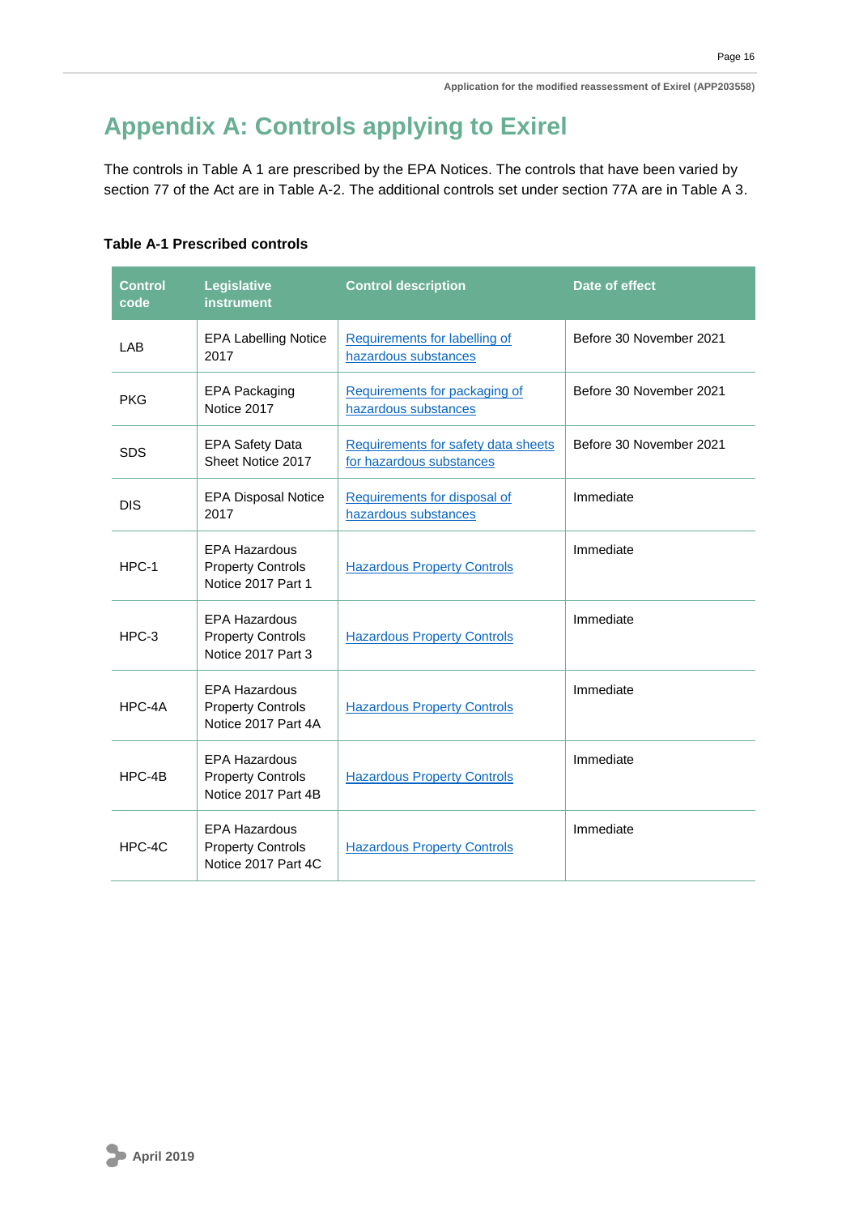# Appendix A: Controls applying to Exirel

The controls in Table A 1 are prescribed by the EPA Notices. The controls that have been varied by section 77 of the Act are in Table A-2. The additional controls set under section 77A are in Table A 3.

**Table A-1 Prescribed controls**

| Control code | Legislative instrument | Control description | Date of effect |
|---|---|---|---|
| LAB | EPA Labelling Notice 2017 | Requirements for labelling of hazardous substances | Before 30 November 2021 |
| PKG | EPA Packaging Notice 2017 | Requirements for packaging of hazardous substances | Before 30 November 2021 |
| SDS | EPA Safety Data Sheet Notice 2017 | Requirements for safety data sheets for hazardous substances | Before 30 November 2021 |
| DIS | EPA Disposal Notice 2017 | Requirements for disposal of hazardous substances | Immediate |
| HPC-1 | EPA Hazardous Property Controls Notice 2017 Part 1 | Hazardous Property Controls | Immediate |
| HPC-3 | EPA Hazardous Property Controls Notice 2017 Part 3 | Hazardous Property Controls | Immediate |
| HPC-4A | EPA Hazardous Property Controls Notice 2017 Part 4A | Hazardous Property Controls | Immediate |
| HPC-4B | EPA Hazardous Property Controls Notice 2017 Part 4B | Hazardous Property Controls | Immediate |
| HPC-4C | EPA Hazardous Property Controls Notice 2017 Part 4C | Hazardous Property Controls | Immediate |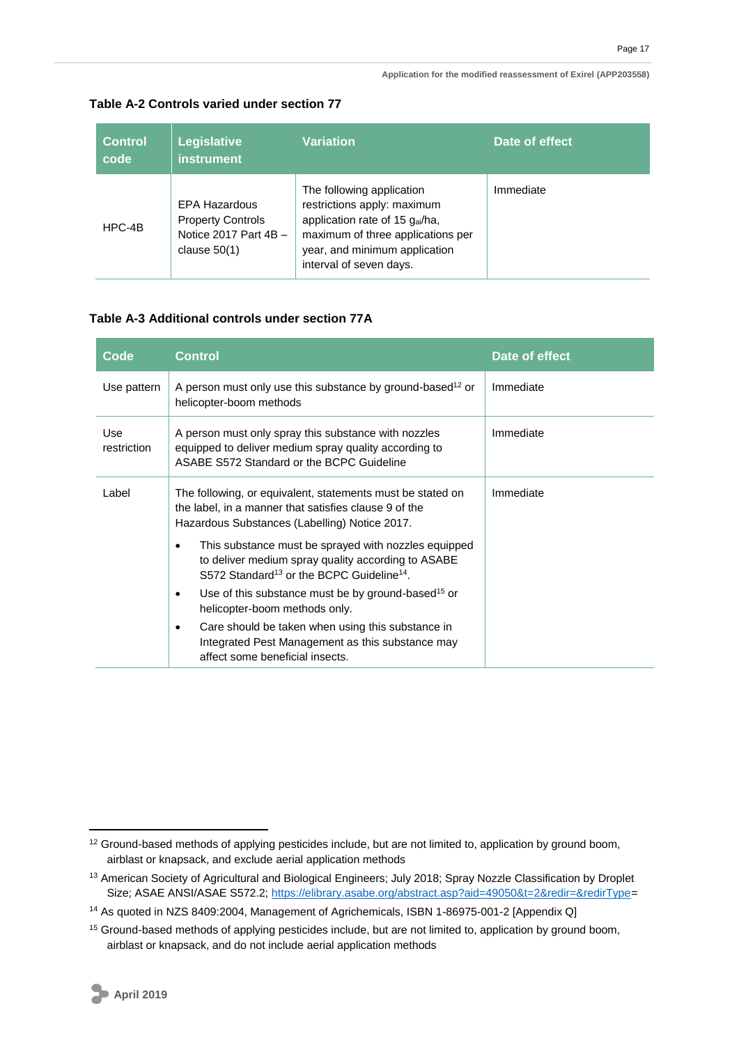### Table A-2 Controls varied under section 77

| Control code | Legislative instrument | Variation | Date of effect |
|---|---|---|---|
| HPC-4B | EPA Hazardous Property Controls Notice 2017 Part 4B – clause 50(1) | The following application restrictions apply: maximum application rate of 15 $g_{ai}$/ha, maximum of three applications per year, and minimum application interval of seven days. | Immediate |

### Table A-3 Additional controls under section 77A

| Code | Control | Date of effect |
|---|---|---|
| Use pattern | A person must only use this substance by ground-based[12] or helicopter-boom methods | Immediate |
| Use restriction | A person must only spray this substance with nozzles equipped to deliver medium spray quality according to ASABE S572 Standard or the BCPC Guideline | Immediate |
| Label | The following, or equivalent, statements must be stated on the label, in a manner that satisfies clause 9 of the Hazardous Substances (Labelling) Notice 2017.<br>• This substance must be sprayed with nozzles equipped to deliver medium spray quality according to ASABE S572 Standard[13] or the BCPC Guideline[14].<br>• Use of this substance must be by ground-based[15] or helicopter-boom methods only.<br>• Care should be taken when using this substance in Integrated Pest Management as this substance may affect some beneficial insects. | Immediate |

[12] Ground-based methods of applying pesticides include, but are not limited to, application by ground boom, airblast or knapsack, and exclude aerial application methods

[13] American Society of Agricultural and Biological Engineers; July 2018; Spray Nozzle Classification by Droplet Size; ASAE ANSI/ASAE S572.2; https://elibrary.asabe.org/abstract.asp?aid=49050&t=2&redir=&redirType=

[14] As quoted in NZS 8409:2004, Management of Agrichemicals, ISBN 1-86975-001-2 [Appendix Q]

[15] Ground-based methods of applying pesticides include, but are not limited to, application by ground boom, airblast or knapsack, and do not include aerial application methods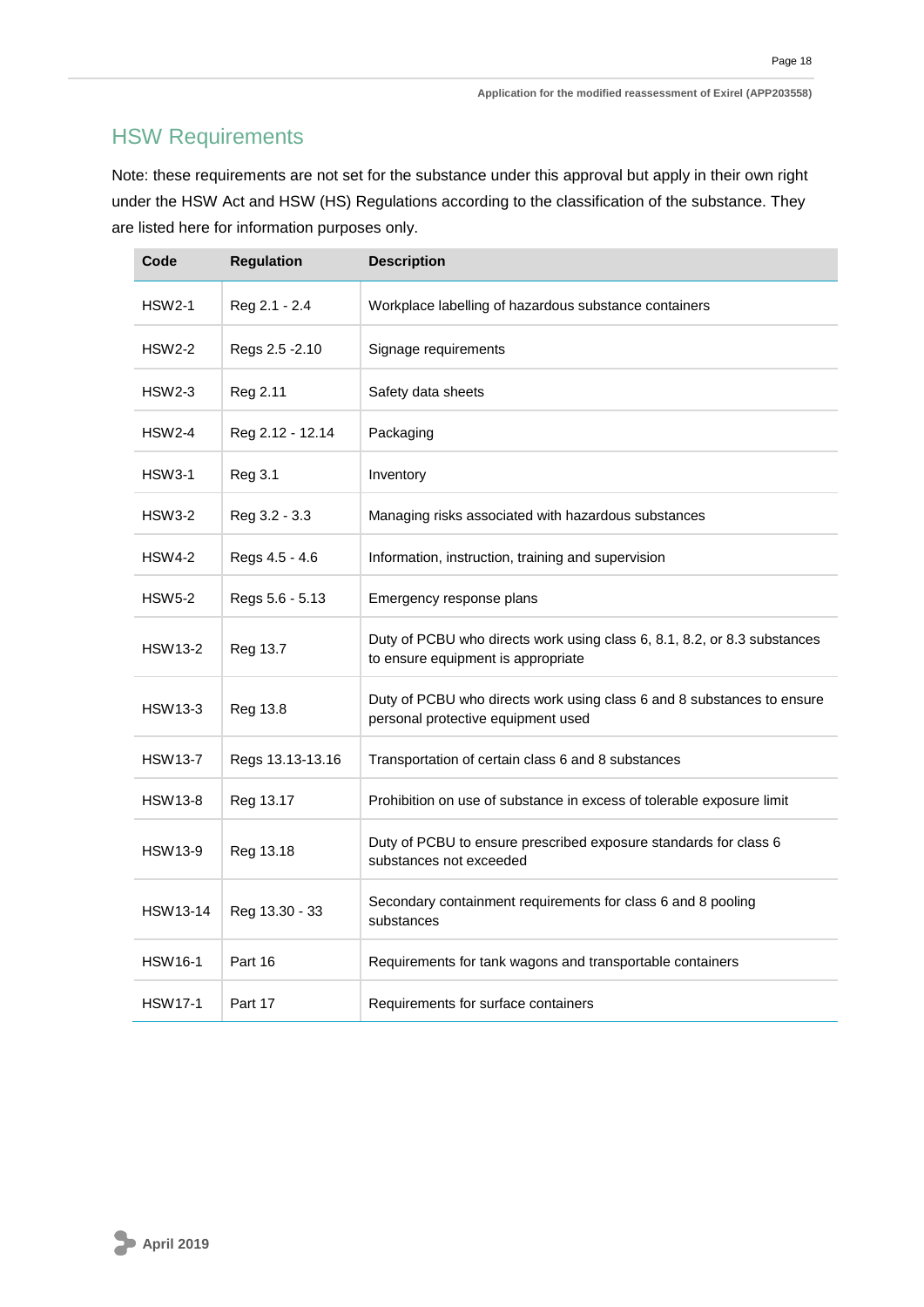## HSW Requirements

Note: these requirements are not set for the substance under this approval but apply in their own right under the HSW Act and HSW (HS) Regulations according to the classification of the substance. They are listed here for information purposes only.

| Code | Regulation | Description |
|---|---|---|
| HSW2-1 | Reg 2.1 - 2.4 | Workplace labelling of hazardous substance containers |
| HSW2-2 | Regs 2.5 -2.10 | Signage requirements |
| HSW2-3 | Reg 2.11 | Safety data sheets |
| HSW2-4 | Reg 2.12 - 12.14 | Packaging |
| HSW3-1 | Reg 3.1 | Inventory |
| HSW3-2 | Reg 3.2 - 3.3 | Managing risks associated with hazardous substances |
| HSW4-2 | Regs 4.5 - 4.6 | Information, instruction, training and supervision |
| HSW5-2 | Regs 5.6 - 5.13 | Emergency response plans |
| HSW13-2 | Reg 13.7 | Duty of PCBU who directs work using class 6, 8.1, 8.2, or 8.3 substances to ensure equipment is appropriate |
| HSW13-3 | Reg 13.8 | Duty of PCBU who directs work using class 6 and 8 substances to ensure personal protective equipment used |
| HSW13-7 | Regs 13.13-13.16 | Transportation of certain class 6 and 8 substances |
| HSW13-8 | Reg 13.17 | Prohibition on use of substance in excess of tolerable exposure limit |
| HSW13-9 | Reg 13.18 | Duty of PCBU to ensure prescribed exposure standards for class 6 substances not exceeded |
| HSW13-14 | Reg 13.30 - 33 | Secondary containment requirements for class 6 and 8 pooling substances |
| HSW16-1 | Part 16 | Requirements for tank wagons and transportable containers |
| HSW17-1 | Part 17 | Requirements for surface containers |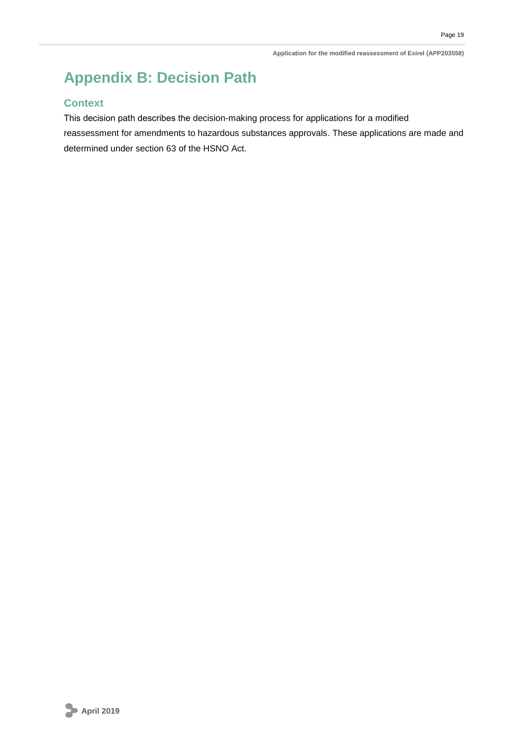# Appendix B: Decision Path

## Context

This decision path describes the decision-making process for applications for a modified reassessment for amendments to hazardous substances approvals. These applications are made and determined under section 63 of the HSNO Act.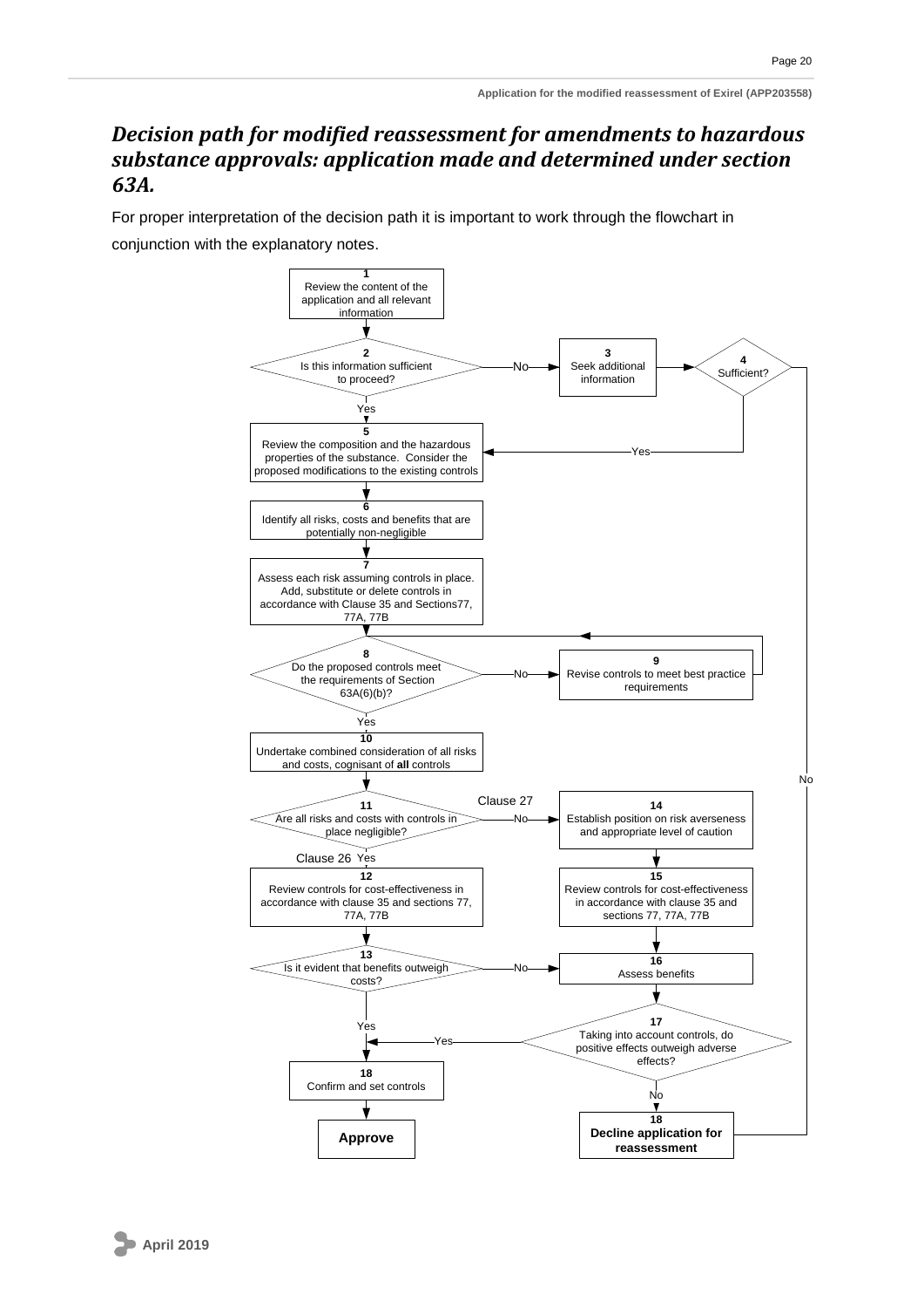## *Decision path for modified reassessment for amendments to hazardous substance approvals: application made and determined under section 63A.*

For proper interpretation of the decision path it is important to work through the flowchart in conjunction with the explanatory notes.

**1** Review the content of the application and all relevant information

**2** Is this information sufficient to proceed?
- Yes → 5
- No → 3

**3** Seek additional information

**4** Sufficient?
- Yes → 5
- No → 18 (Decline application for reassessment)

**5** Review the composition and the hazardous properties of the substance. Consider the proposed modifications to the existing controls

**6** Identify all risks, costs and benefits that are potentially non-negligible

**7** Assess each risk assuming controls in place. Add, substitute or delete controls in accordance with Clause 35 and Sections77, 77A, 77B

**8** Do the proposed controls meet the requirements of Section 63A(6)(b)?
- Yes → 10
- No → 9

**9** Revise controls to meet best practice requirements → 8

**10** Undertake combined consideration of all risks and costs, cognisant of **all** controls

**11** Are all risks and costs with controls in place negligible?
- Yes (Clause 26) → 12
- No (Clause 27) → 14

**12** Review controls for cost-effectiveness in accordance with clause 35 and sections 77, 77A, 77B

**13** Is it evident that benefits outweigh costs?
- Yes → 18 (Confirm and set controls)
- No → 16

**14** Establish position on risk averseness and appropriate level of caution

**15** Review controls for cost-effectiveness in accordance with clause 35 and sections 77, 77A, 77B

**16** Assess benefits

**17** Taking into account controls, do positive effects outweigh adverse effects?
- Yes → 18 (Confirm and set controls)
- No → 18 (Decline application for reassessment)

**18** Confirm and set controls → **Approve**

**18** **Decline application for reassessment**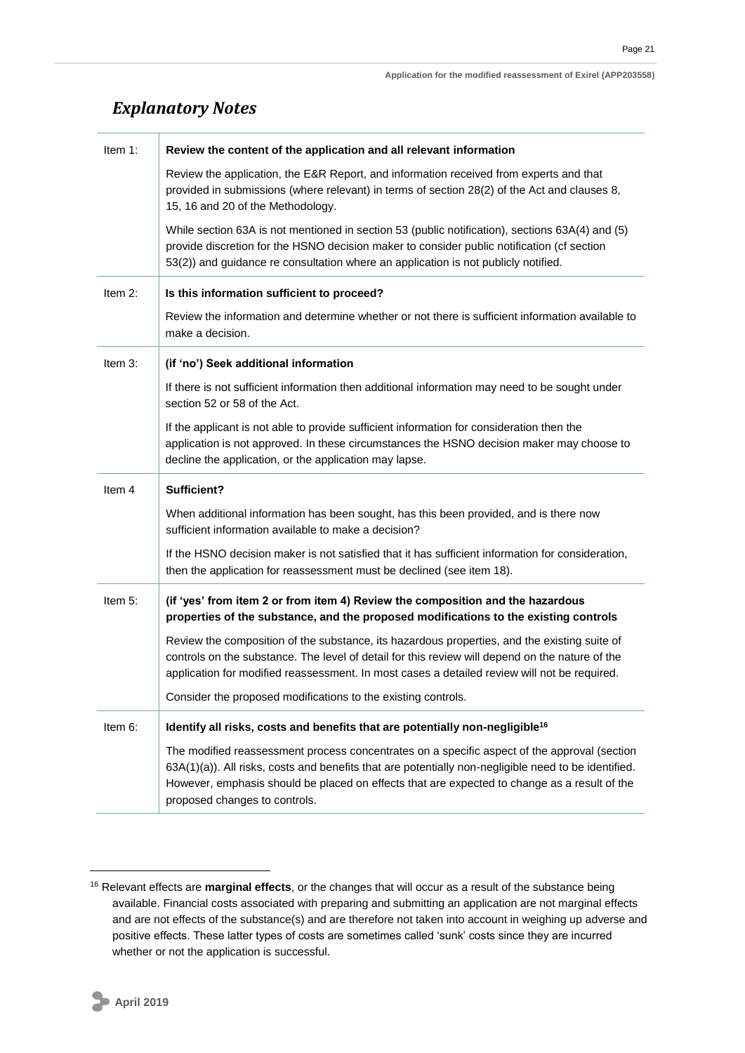## *Explanatory Notes*

| | |
|---|---|
| Item 1: | **Review the content of the application and all relevant information**<br><br>Review the application, the E&R Report, and information received from experts and that provided in submissions (where relevant) in terms of section 28(2) of the Act and clauses 8, 15, 16 and 20 of the Methodology.<br><br>While section 63A is not mentioned in section 53 (public notification), sections 63A(4) and (5) provide discretion for the HSNO decision maker to consider public notification (cf section 53(2)) and guidance re consultation where an application is not publicly notified. |
| Item 2: | **Is this information sufficient to proceed?**<br><br>Review the information and determine whether or not there is sufficient information available to make a decision. |
| Item 3: | **(if 'no') Seek additional information**<br><br>If there is not sufficient information then additional information may need to be sought under section 52 or 58 of the Act.<br><br>If the applicant is not able to provide sufficient information for consideration then the application is not approved. In these circumstances the HSNO decision maker may choose to decline the application, or the application may lapse. |
| Item 4 | **Sufficient?**<br><br>When additional information has been sought, has this been provided, and is there now sufficient information available to make a decision?<br><br>If the HSNO decision maker is not satisfied that it has sufficient information for consideration, then the application for reassessment must be declined (see item 18). |
| Item 5: | **(if 'yes' from item 2 or from item 4) Review the composition and the hazardous properties of the substance, and the proposed modifications to the existing controls**<br><br>Review the composition of the substance, its hazardous properties, and the existing suite of controls on the substance. The level of detail for this review will depend on the nature of the application for modified reassessment. In most cases a detailed review will not be required.<br><br>Consider the proposed modifications to the existing controls. |
| Item 6: | **Identify all risks, costs and benefits that are potentially non-negligible[16]**<br><br>The modified reassessment process concentrates on a specific aspect of the approval (section 63A(1)(a)). All risks, costs and benefits that are potentially non-negligible need to be identified. However, emphasis should be placed on effects that are expected to change as a result of the proposed changes to controls. |

[16] Relevant effects are **marginal effects**, or the changes that will occur as a result of the substance being available. Financial costs associated with preparing and submitting an application are not marginal effects and are not effects of the substance(s) and are therefore not taken into account in weighing up adverse and positive effects. These latter types of costs are sometimes called 'sunk' costs since they are incurred whether or not the application is successful.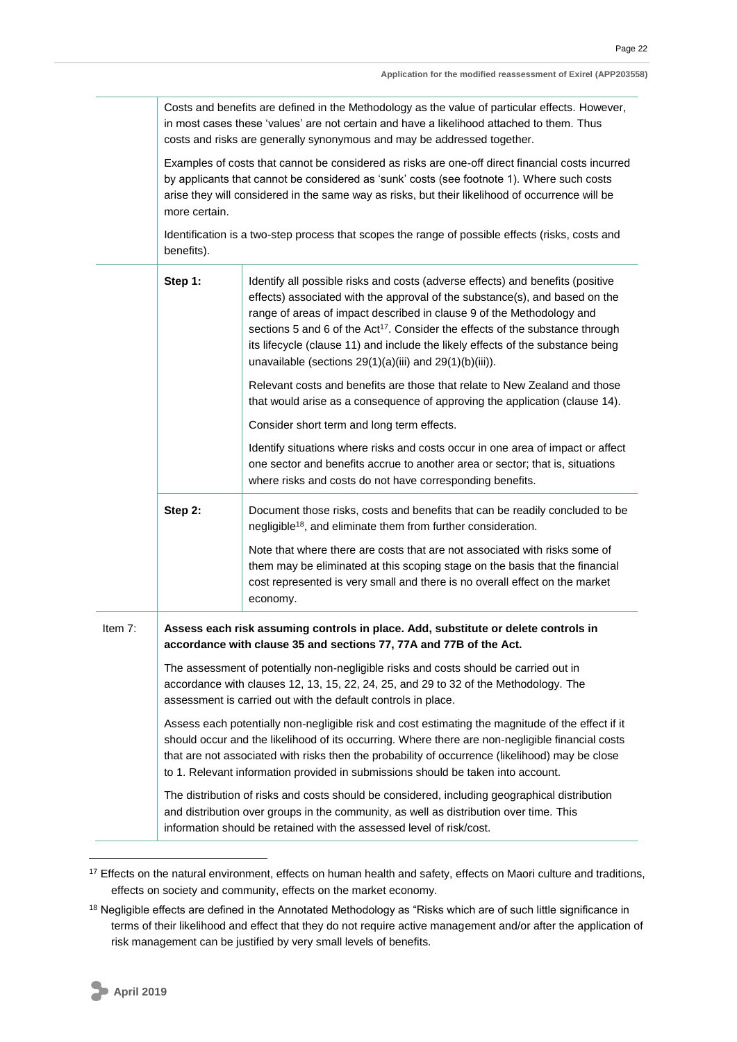| | | |
|---|---|---|
| | Costs and benefits are defined in the Methodology as the value of particular effects. However, in most cases these 'values' are not certain and have a likelihood attached to them. Thus costs and risks are generally synonymous and may be addressed together.<br><br>Examples of costs that cannot be considered as risks are one-off direct financial costs incurred by applicants that cannot be considered as 'sunk' costs (see footnote 1). Where such costs arise they will considered in the same way as risks, but their likelihood of occurrence will be more certain.<br><br>Identification is a two-step process that scopes the range of possible effects (risks, costs and benefits). | |
| | **Step 1:** | Identify all possible risks and costs (adverse effects) and benefits (positive effects) associated with the approval of the substance(s), and based on the range of areas of impact described in clause 9 of the Methodology and sections 5 and 6 of the Act[17]. Consider the effects of the substance through its lifecycle (clause 11) and include the likely effects of the substance being unavailable (sections 29(1)(a)(iii) and 29(1)(b)(iii)).<br><br>Relevant costs and benefits are those that relate to New Zealand and those that would arise as a consequence of approving the application (clause 14).<br><br>Consider short term and long term effects.<br><br>Identify situations where risks and costs occur in one area of impact or affect one sector and benefits accrue to another area or sector; that is, situations where risks and costs do not have corresponding benefits. |
| | **Step 2:** | Document those risks, costs and benefits that can be readily concluded to be negligible[18], and eliminate them from further consideration.<br><br>Note that where there are costs that are not associated with risks some of them may be eliminated at this scoping stage on the basis that the financial cost represented is very small and there is no overall effect on the market economy. |
| Item 7: | **Assess each risk assuming controls in place. Add, substitute or delete controls in accordance with clause 35 and sections 77, 77A and 77B of the Act.**<br><br>The assessment of potentially non-negligible risks and costs should be carried out in accordance with clauses 12, 13, 15, 22, 24, 25, and 29 to 32 of the Methodology. The assessment is carried out with the default controls in place.<br><br>Assess each potentially non-negligible risk and cost estimating the magnitude of the effect if it should occur and the likelihood of its occurring. Where there are non-negligible financial costs that are not associated with risks then the probability of occurrence (likelihood) may be close to 1. Relevant information provided in submissions should be taken into account.<br><br>The distribution of risks and costs should be considered, including geographical distribution and distribution over groups in the community, as well as distribution over time. This information should be retained with the assessed level of risk/cost. | |

[17] Effects on the natural environment, effects on human health and safety, effects on Maori culture and traditions, effects on society and community, effects on the market economy.

[18] Negligible effects are defined in the Annotated Methodology as "Risks which are of such little significance in terms of their likelihood and effect that they do not require active management and/or after the application of risk management can be justified by very small levels of benefits.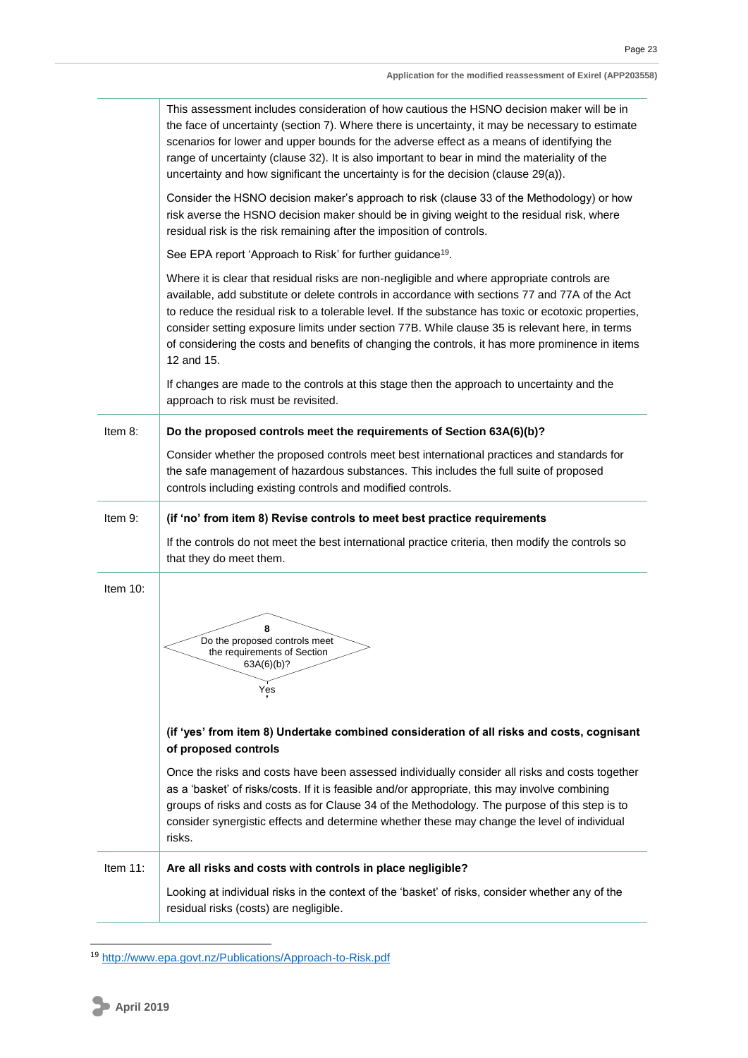| | |
|---|---|
| | This assessment includes consideration of how cautious the HSNO decision maker will be in the face of uncertainty (section 7). Where there is uncertainty, it may be necessary to estimate scenarios for lower and upper bounds for the adverse effect as a means of identifying the range of uncertainty (clause 32). It is also important to bear in mind the materiality of the uncertainty and how significant the uncertainty is for the decision (clause 29(a)).<br><br>Consider the HSNO decision maker's approach to risk (clause 33 of the Methodology) or how risk averse the HSNO decision maker should be in giving weight to the residual risk, where residual risk is the risk remaining after the imposition of controls.<br><br>See EPA report 'Approach to Risk' for further guidance[19].<br><br>Where it is clear that residual risks are non-negligible and where appropriate controls are available, add substitute or delete controls in accordance with sections 77 and 77A of the Act to reduce the residual risk to a tolerable level. If the substance has toxic or ecotoxic properties, consider setting exposure limits under section 77B. While clause 35 is relevant here, in terms of considering the costs and benefits of changing the controls, it has more prominence in items 12 and 15.<br><br>If changes are made to the controls at this stage then the approach to uncertainty and the approach to risk must be revisited. |
| Item 8: | **Do the proposed controls meet the requirements of Section 63A(6)(b)?**<br><br>Consider whether the proposed controls meet best international practices and standards for the safe management of hazardous substances. This includes the full suite of proposed controls including existing controls and modified controls. |
| Item 9: | **(if 'no' from item 8) Revise controls to meet best practice requirements**<br><br>If the controls do not meet the best international practice criteria, then modify the controls so that they do meet them. |
| Item 10: | 8<br>Do the proposed controls meet the requirements of Section 63A(6)(b)?<br>Yes<br><br>**(if 'yes' from item 8) Undertake combined consideration of all risks and costs, cognisant of proposed controls**<br><br>Once the risks and costs have been assessed individually consider all risks and costs together as a 'basket' of risks/costs. If it is feasible and/or appropriate, this may involve combining groups of risks and costs as for Clause 34 of the Methodology. The purpose of this step is to consider synergistic effects and determine whether these may change the level of individual risks. |
| Item 11: | **Are all risks and costs with controls in place negligible?**<br><br>Looking at individual risks in the context of the 'basket' of risks, consider whether any of the residual risks (costs) are negligible. |

[19] http://www.epa.govt.nz/Publications/Approach-to-Risk.pdf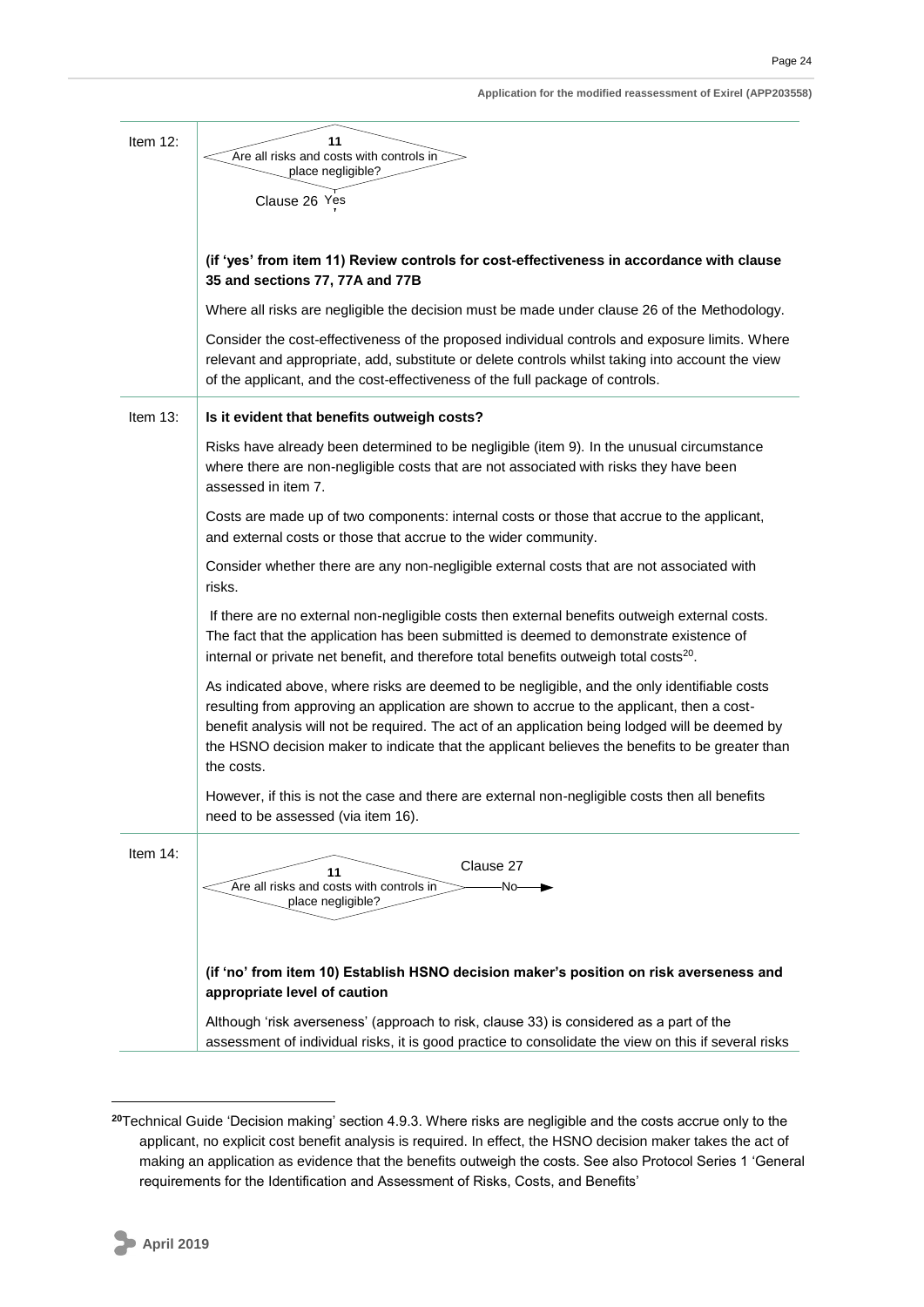Item 12:

**11**
Are all risks and costs with controls in place negligible?

Clause 26 Yes

**(if 'yes' from item 11) Review controls for cost-effectiveness in accordance with clause 35 and sections 77, 77A and 77B**

Where all risks are negligible the decision must be made under clause 26 of the Methodology.

Consider the cost-effectiveness of the proposed individual controls and exposure limits. Where relevant and appropriate, add, substitute or delete controls whilst taking into account the view of the applicant, and the cost-effectiveness of the full package of controls.

Item 13:

**Is it evident that benefits outweigh costs?**

Risks have already been determined to be negligible (item 9). In the unusual circumstance where there are non-negligible costs that are not associated with risks they have been assessed in item 7.

Costs are made up of two components: internal costs or those that accrue to the applicant, and external costs or those that accrue to the wider community.

Consider whether there are any non-negligible external costs that are not associated with risks.

If there are no external non-negligible costs then external benefits outweigh external costs. The fact that the application has been submitted is deemed to demonstrate existence of internal or private net benefit, and therefore total benefits outweigh total costs[20].

As indicated above, where risks are deemed to be negligible, and the only identifiable costs resulting from approving an application are shown to accrue to the applicant, then a cost-benefit analysis will not be required. The act of an application being lodged will be deemed by the HSNO decision maker to indicate that the applicant believes the benefits to be greater than the costs.

However, if this is not the case and there are external non-negligible costs then all benefits need to be assessed (via item 16).

Item 14:

**11**
Are all risks and costs with controls in place negligible?

Clause 27 —No→

**(if 'no' from item 10) Establish HSNO decision maker's position on risk averseness and appropriate level of caution**

Although 'risk averseness' (approach to risk, clause 33) is considered as a part of the assessment of individual risks, it is good practice to consolidate the view on this if several risks

---

[20] Technical Guide 'Decision making' section 4.9.3. Where risks are negligible and the costs accrue only to the applicant, no explicit cost benefit analysis is required. In effect, the HSNO decision maker takes the act of making an application as evidence that the benefits outweigh the costs. See also Protocol Series 1 'General requirements for the Identification and Assessment of Risks, Costs, and Benefits'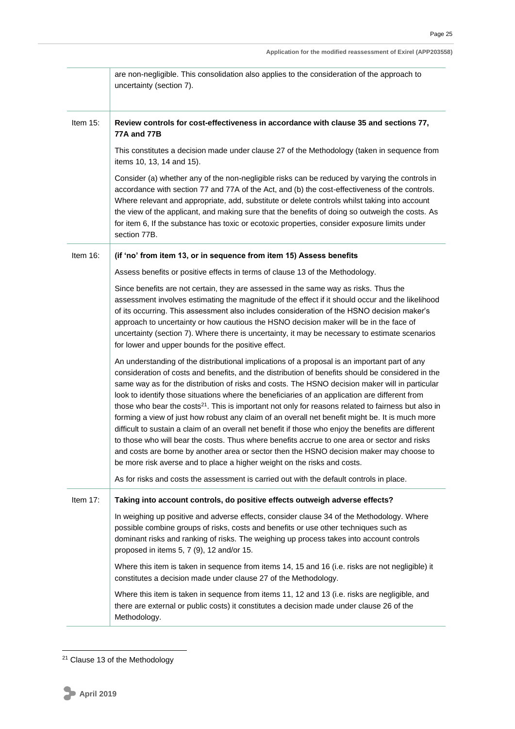| | |
|---|---|
| | are non-negligible. This consolidation also applies to the consideration of the approach to uncertainty (section 7). |
| Item 15: | **Review controls for cost-effectiveness in accordance with clause 35 and sections 77, 77A and 77B**<br><br>This constitutes a decision made under clause 27 of the Methodology (taken in sequence from items 10, 13, 14 and 15).<br><br>Consider (a) whether any of the non-negligible risks can be reduced by varying the controls in accordance with section 77 and 77A of the Act, and (b) the cost-effectiveness of the controls. Where relevant and appropriate, add, substitute or delete controls whilst taking into account the view of the applicant, and making sure that the benefits of doing so outweigh the costs. As for item 6, If the substance has toxic or ecotoxic properties, consider exposure limits under section 77B. |
| Item 16: | **(if 'no' from item 13, or in sequence from item 15) Assess benefits**<br><br>Assess benefits or positive effects in terms of clause 13 of the Methodology.<br><br>Since benefits are not certain, they are assessed in the same way as risks. Thus the assessment involves estimating the magnitude of the effect if it should occur and the likelihood of its occurring. This assessment also includes consideration of the HSNO decision maker's approach to uncertainty or how cautious the HSNO decision maker will be in the face of uncertainty (section 7). Where there is uncertainty, it may be necessary to estimate scenarios for lower and upper bounds for the positive effect.<br><br>An understanding of the distributional implications of a proposal is an important part of any consideration of costs and benefits, and the distribution of benefits should be considered in the same way as for the distribution of risks and costs. The HSNO decision maker will in particular look to identify those situations where the beneficiaries of an application are different from those who bear the costs[21]. This is important not only for reasons related to fairness but also in forming a view of just how robust any claim of an overall net benefit might be. It is much more difficult to sustain a claim of an overall net benefit if those who enjoy the benefits are different to those who will bear the costs. Thus where benefits accrue to one area or sector and risks and costs are borne by another area or sector then the HSNO decision maker may choose to be more risk averse and to place a higher weight on the risks and costs.<br><br>As for risks and costs the assessment is carried out with the default controls in place. |
| Item 17: | **Taking into account controls, do positive effects outweigh adverse effects?**<br><br>In weighing up positive and adverse effects, consider clause 34 of the Methodology. Where possible combine groups of risks, costs and benefits or use other techniques such as dominant risks and ranking of risks. The weighing up process takes into account controls proposed in items 5, 7 (9), 12 and/or 15.<br><br>Where this item is taken in sequence from items 14, 15 and 16 (i.e. risks are not negligible) it constitutes a decision made under clause 27 of the Methodology.<br><br>Where this item is taken in sequence from items 11, 12 and 13 (i.e. risks are negligible, and there are external or public costs) it constitutes a decision made under clause 26 of the Methodology. |

[21] Clause 13 of the Methodology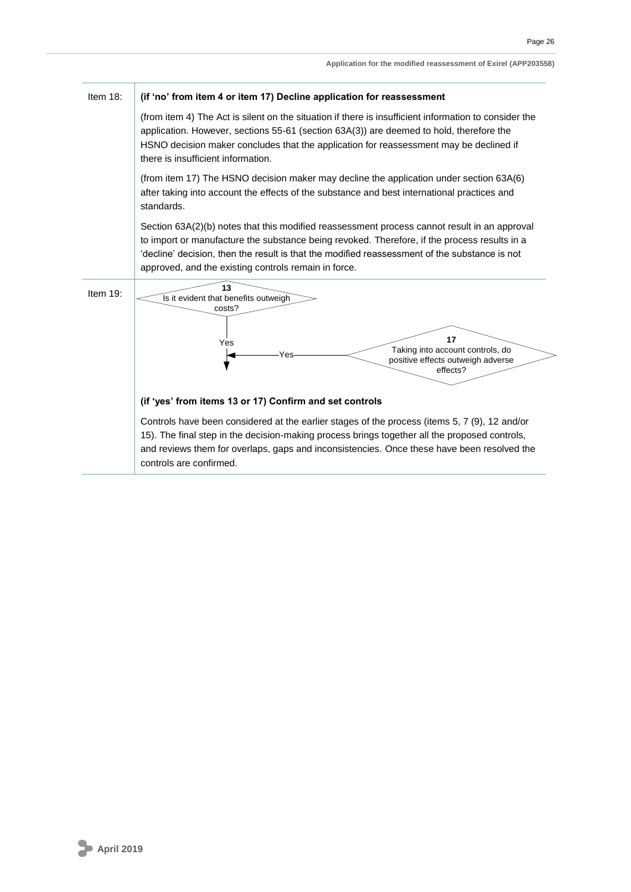**Item 18:** **(if 'no' from item 4 or item 17) Decline application for reassessment**

(from item 4) The Act is silent on the situation if there is insufficient information to consider the application. However, sections 55-61 (section 63A(3)) are deemed to hold, therefore the HSNO decision maker concludes that the application for reassessment may be declined if there is insufficient information.

(from item 17) The HSNO decision maker may decline the application under section 63A(6) after taking into account the effects of the substance and best international practices and standards.

Section 63A(2)(b) notes that this modified reassessment process cannot result in an approval to import or manufacture the substance being revoked. Therefore, if the process results in a 'decline' decision, then the result is that the modified reassessment of the substance is not approved, and the existing controls remain in force.

**Item 19:**

**13**
Is it evident that benefits outweigh costs?

Yes

**17**
Taking into account controls, do positive effects outweigh adverse effects?

Yes

**(if 'yes' from items 13 or 17) Confirm and set controls**

Controls have been considered at the earlier stages of the process (items 5, 7 (9), 12 and/or 15). The final step in the decision-making process brings together all the proposed controls, and reviews them for overlaps, gaps and inconsistencies. Once these have been resolved the controls are confirmed.